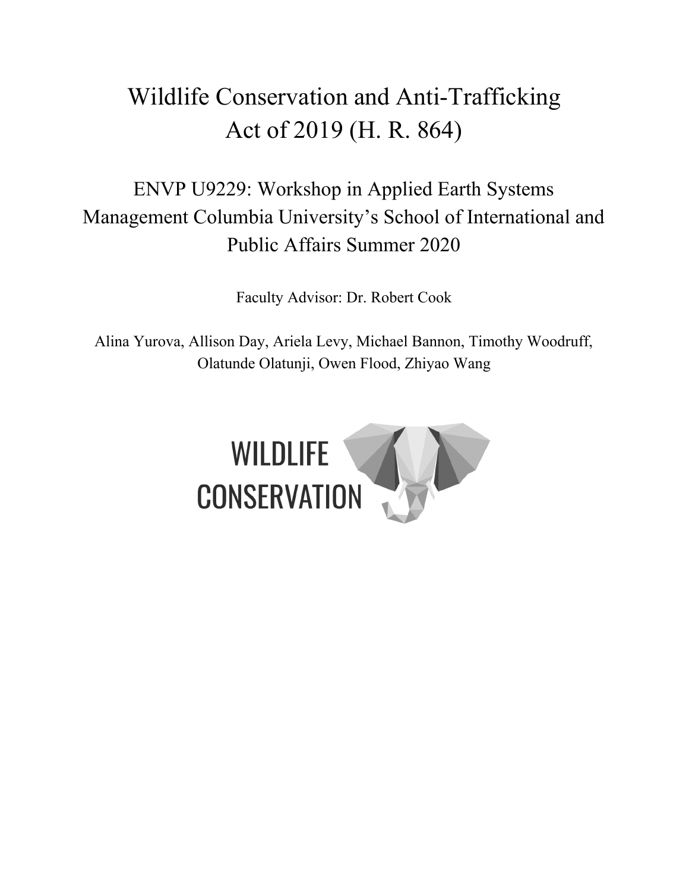# Wildlife Conservation and Anti-Trafficking Act of 2019 (H. R. 864)

## ENVP U9229: Workshop in Applied Earth Systems Management Columbia University's School of International and Public Affairs Summer 2020

Faculty Advisor: Dr. Robert Cook

Alina Yurova, Allison Day, Ariela Levy, Michael Bannon, Timothy Woodruff, Olatunde Olatunji, Owen Flood, Zhiyao Wang

WILDLIFE CONSERVATION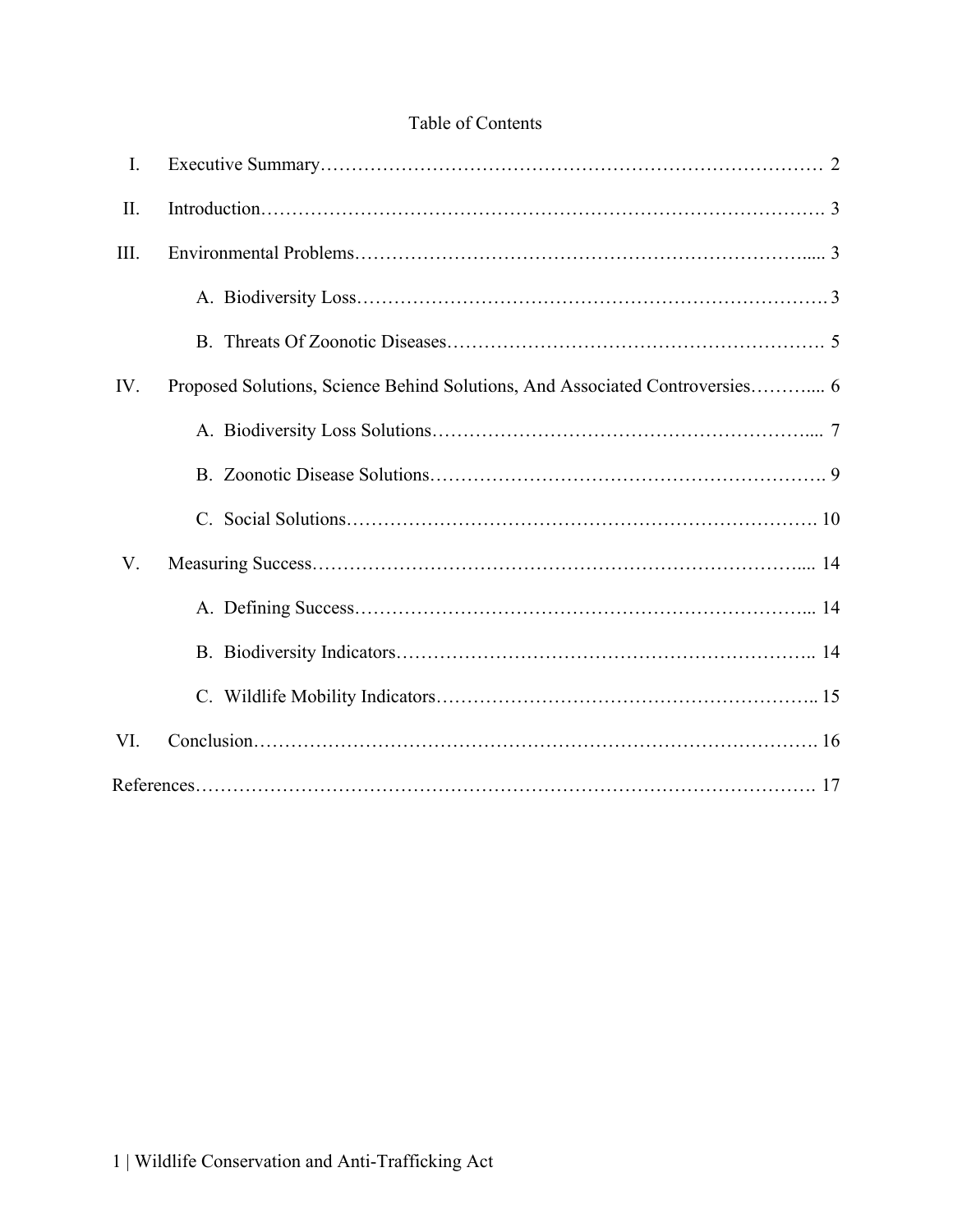# Table of Contents

I. Executive Summary…………………………………………………………………… 2

II. Introduction………………………………………………………………………. 3

III. Environmental Problems…………………………………………………………..... 3

  A. Biodiversity Loss………………………………………………………………. 3

  B. Threats Of Zoonotic Diseases…………………………………………………. 5

IV. Proposed Solutions, Science Behind Solutions, And Associated Controversies………... 6

  A. Biodiversity Loss Solutions…………………………………………………... 7

  B. Zoonotic Disease Solutions……………………………………………………. 9

  C. Social Solutions……………………………………………………………. 10

V. Measuring Success…………………………………………………………………... 14

  A. Defining Success……………………………………………………………... 14

  B. Biodiversity Indicators……………………………………………………….. 14

  C. Wildlife Mobility Indicators………………………………………………….. 15

VI. Conclusion……………………………………………………………………………. 16

References………………………………………………………………………………. 17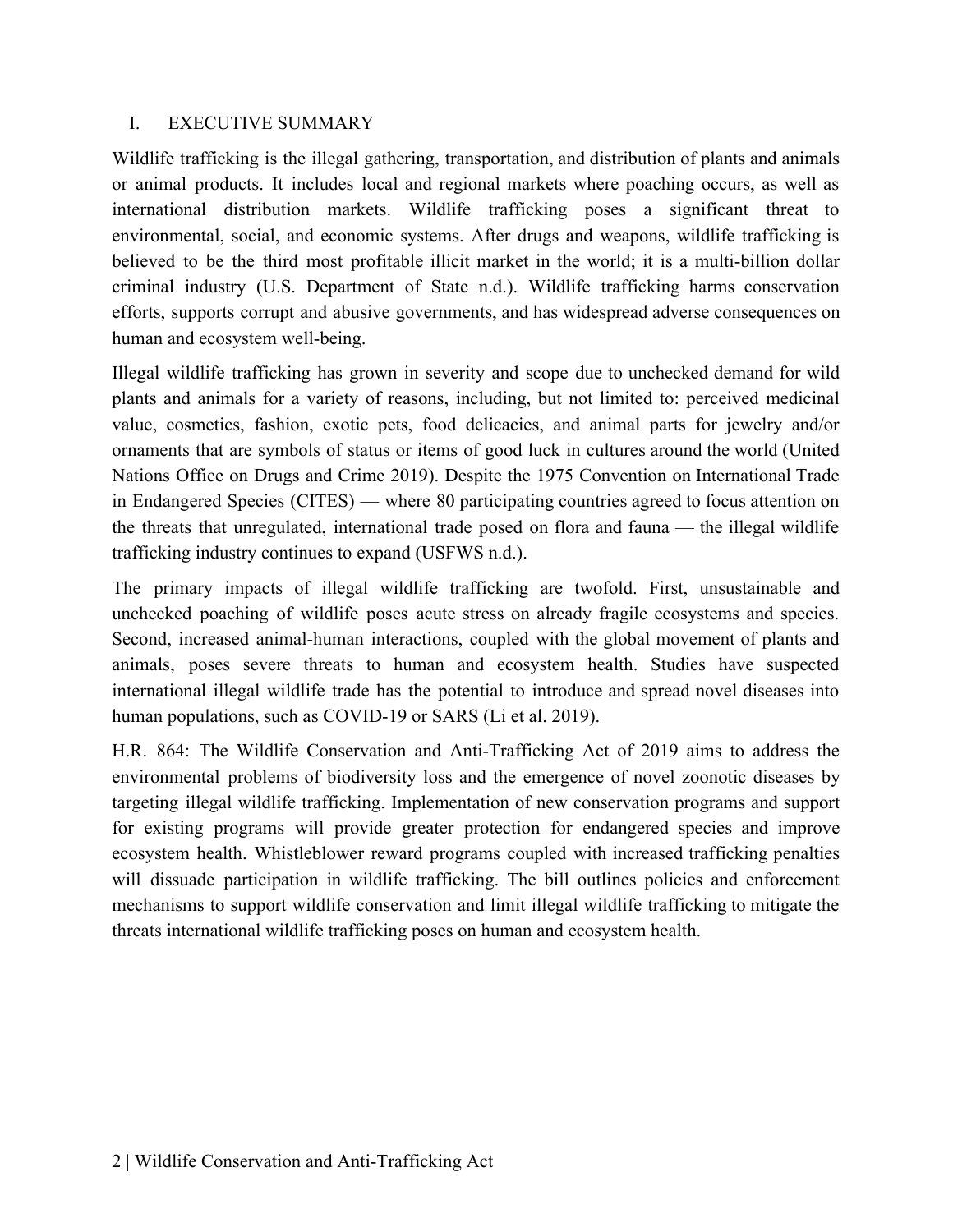## I. EXECUTIVE SUMMARY

Wildlife trafficking is the illegal gathering, transportation, and distribution of plants and animals or animal products. It includes local and regional markets where poaching occurs, as well as international distribution markets. Wildlife trafficking poses a significant threat to environmental, social, and economic systems. After drugs and weapons, wildlife trafficking is believed to be the third most profitable illicit market in the world; it is a multi-billion dollar criminal industry (U.S. Department of State n.d.). Wildlife trafficking harms conservation efforts, supports corrupt and abusive governments, and has widespread adverse consequences on human and ecosystem well-being.

Illegal wildlife trafficking has grown in severity and scope due to unchecked demand for wild plants and animals for a variety of reasons, including, but not limited to: perceived medicinal value, cosmetics, fashion, exotic pets, food delicacies, and animal parts for jewelry and/or ornaments that are symbols of status or items of good luck in cultures around the world (United Nations Office on Drugs and Crime 2019). Despite the 1975 Convention on International Trade in Endangered Species (CITES) — where 80 participating countries agreed to focus attention on the threats that unregulated, international trade posed on flora and fauna — the illegal wildlife trafficking industry continues to expand (USFWS n.d.).

The primary impacts of illegal wildlife trafficking are twofold. First, unsustainable and unchecked poaching of wildlife poses acute stress on already fragile ecosystems and species. Second, increased animal-human interactions, coupled with the global movement of plants and animals, poses severe threats to human and ecosystem health. Studies have suspected international illegal wildlife trade has the potential to introduce and spread novel diseases into human populations, such as COVID-19 or SARS (Li et al. 2019).

H.R. 864: The Wildlife Conservation and Anti-Trafficking Act of 2019 aims to address the environmental problems of biodiversity loss and the emergence of novel zoonotic diseases by targeting illegal wildlife trafficking. Implementation of new conservation programs and support for existing programs will provide greater protection for endangered species and improve ecosystem health. Whistleblower reward programs coupled with increased trafficking penalties will dissuade participation in wildlife trafficking. The bill outlines policies and enforcement mechanisms to support wildlife conservation and limit illegal wildlife trafficking to mitigate the threats international wildlife trafficking poses on human and ecosystem health.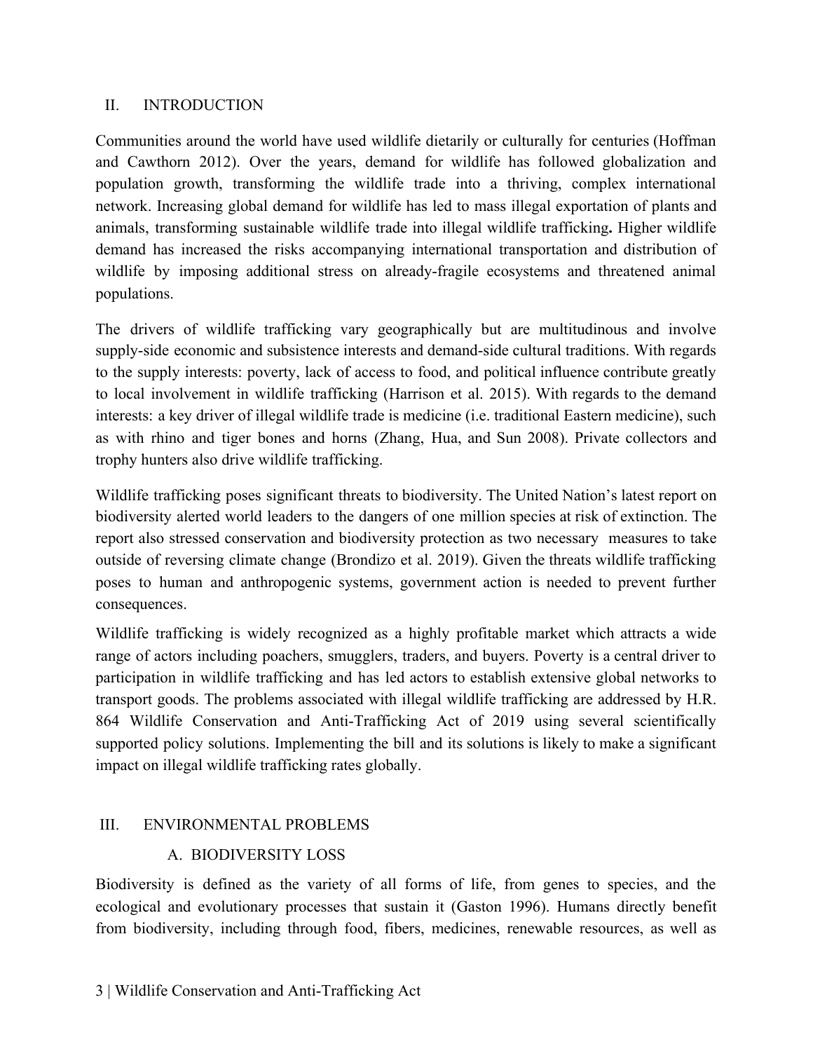## II. INTRODUCTION

Communities around the world have used wildlife dietarily or culturally for centuries (Hoffman and Cawthorn 2012). Over the years, demand for wildlife has followed globalization and population growth, transforming the wildlife trade into a thriving, complex international network. Increasing global demand for wildlife has led to mass illegal exportation of plants and animals, transforming sustainable wildlife trade into illegal wildlife trafficking**.** Higher wildlife demand has increased the risks accompanying international transportation and distribution of wildlife by imposing additional stress on already-fragile ecosystems and threatened animal populations.

The drivers of wildlife trafficking vary geographically but are multitudinous and involve supply-side economic and subsistence interests and demand-side cultural traditions. With regards to the supply interests: poverty, lack of access to food, and political influence contribute greatly to local involvement in wildlife trafficking (Harrison et al. 2015). With regards to the demand interests: a key driver of illegal wildlife trade is medicine (i.e. traditional Eastern medicine), such as with rhino and tiger bones and horns (Zhang, Hua, and Sun 2008). Private collectors and trophy hunters also drive wildlife trafficking.

Wildlife trafficking poses significant threats to biodiversity. The United Nation's latest report on biodiversity alerted world leaders to the dangers of one million species at risk of extinction. The report also stressed conservation and biodiversity protection as two necessary measures to take outside of reversing climate change (Brondizo et al. 2019). Given the threats wildlife trafficking poses to human and anthropogenic systems, government action is needed to prevent further consequences.

Wildlife trafficking is widely recognized as a highly profitable market which attracts a wide range of actors including poachers, smugglers, traders, and buyers. Poverty is a central driver to participation in wildlife trafficking and has led actors to establish extensive global networks to transport goods. The problems associated with illegal wildlife trafficking are addressed by H.R. 864 Wildlife Conservation and Anti-Trafficking Act of 2019 using several scientifically supported policy solutions. Implementing the bill and its solutions is likely to make a significant impact on illegal wildlife trafficking rates globally.

## III. ENVIRONMENTAL PROBLEMS

### A. BIODIVERSITY LOSS

Biodiversity is defined as the variety of all forms of life, from genes to species, and the ecological and evolutionary processes that sustain it (Gaston 1996). Humans directly benefit from biodiversity, including through food, fibers, medicines, renewable resources, as well as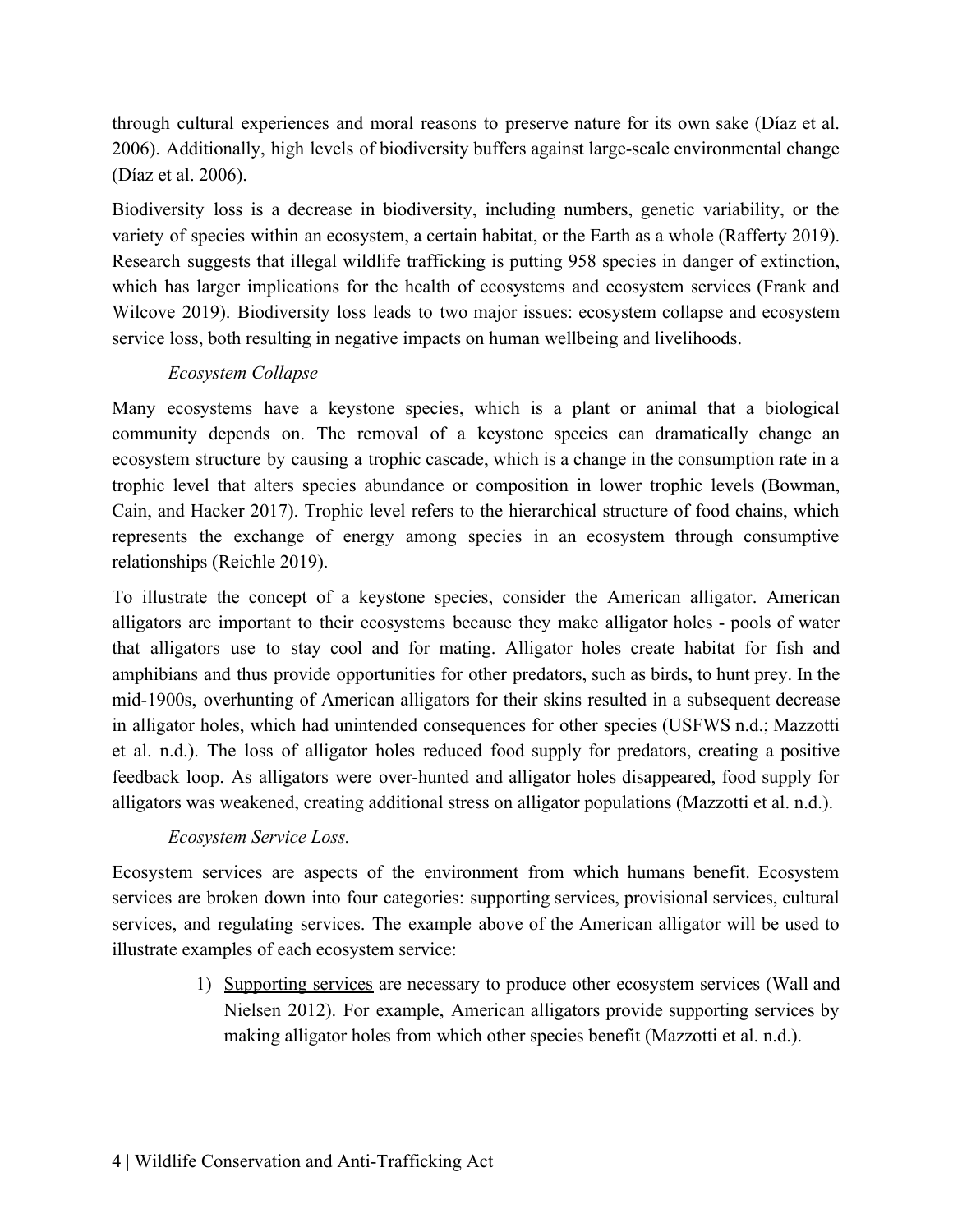through cultural experiences and moral reasons to preserve nature for its own sake (Díaz et al. 2006). Additionally, high levels of biodiversity buffers against large-scale environmental change (Díaz et al. 2006).

Biodiversity loss is a decrease in biodiversity, including numbers, genetic variability, or the variety of species within an ecosystem, a certain habitat, or the Earth as a whole (Rafferty 2019). Research suggests that illegal wildlife trafficking is putting 958 species in danger of extinction, which has larger implications for the health of ecosystems and ecosystem services (Frank and Wilcove 2019). Biodiversity loss leads to two major issues: ecosystem collapse and ecosystem service loss, both resulting in negative impacts on human wellbeing and livelihoods.

*Ecosystem Collapse*

Many ecosystems have a keystone species, which is a plant or animal that a biological community depends on. The removal of a keystone species can dramatically change an ecosystem structure by causing a trophic cascade, which is a change in the consumption rate in a trophic level that alters species abundance or composition in lower trophic levels (Bowman, Cain, and Hacker 2017). Trophic level refers to the hierarchical structure of food chains, which represents the exchange of energy among species in an ecosystem through consumptive relationships (Reichle 2019).

To illustrate the concept of a keystone species, consider the American alligator. American alligators are important to their ecosystems because they make alligator holes - pools of water that alligators use to stay cool and for mating. Alligator holes create habitat for fish and amphibians and thus provide opportunities for other predators, such as birds, to hunt prey. In the mid-1900s, overhunting of American alligators for their skins resulted in a subsequent decrease in alligator holes, which had unintended consequences for other species (USFWS n.d.; Mazzotti et al. n.d.). The loss of alligator holes reduced food supply for predators, creating a positive feedback loop. As alligators were over-hunted and alligator holes disappeared, food supply for alligators was weakened, creating additional stress on alligator populations (Mazzotti et al. n.d.).

*Ecosystem Service Loss.*

Ecosystem services are aspects of the environment from which humans benefit. Ecosystem services are broken down into four categories: supporting services, provisional services, cultural services, and regulating services. The example above of the American alligator will be used to illustrate examples of each ecosystem service:

1) <u>Supporting services</u> are necessary to produce other ecosystem services (Wall and Nielsen 2012). For example, American alligators provide supporting services by making alligator holes from which other species benefit (Mazzotti et al. n.d.).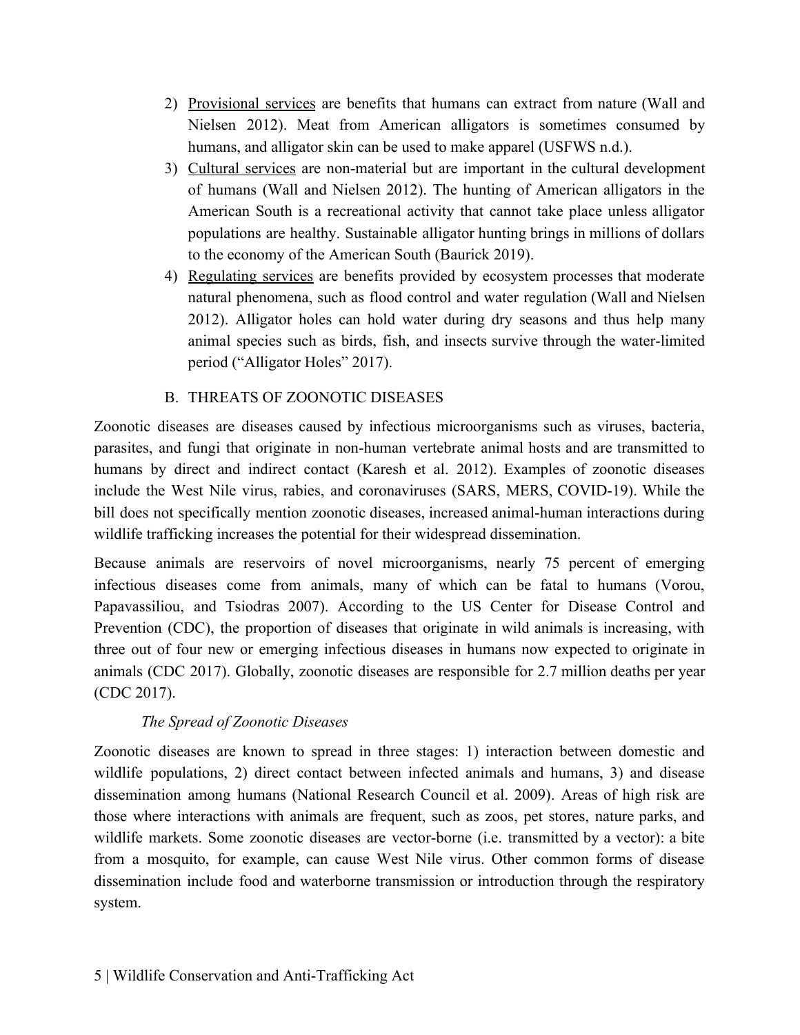2) <u>Provisional services</u> are benefits that humans can extract from nature (Wall and Nielsen 2012). Meat from American alligators is sometimes consumed by humans, and alligator skin can be used to make apparel (USFWS n.d.).
3) <u>Cultural services</u> are non-material but are important in the cultural development of humans (Wall and Nielsen 2012). The hunting of American alligators in the American South is a recreational activity that cannot take place unless alligator populations are healthy. Sustainable alligator hunting brings in millions of dollars to the economy of the American South (Baurick 2019).
4) <u>Regulating services</u> are benefits provided by ecosystem processes that moderate natural phenomena, such as flood control and water regulation (Wall and Nielsen 2012). Alligator holes can hold water during dry seasons and thus help many animal species such as birds, fish, and insects survive through the water-limited period ("Alligator Holes" 2017).

## B. THREATS OF ZOONOTIC DISEASES

Zoonotic diseases are diseases caused by infectious microorganisms such as viruses, bacteria, parasites, and fungi that originate in non-human vertebrate animal hosts and are transmitted to humans by direct and indirect contact (Karesh et al. 2012). Examples of zoonotic diseases include the West Nile virus, rabies, and coronaviruses (SARS, MERS, COVID-19). While the bill does not specifically mention zoonotic diseases, increased animal-human interactions during wildlife trafficking increases the potential for their widespread dissemination.

Because animals are reservoirs of novel microorganisms, nearly 75 percent of emerging infectious diseases come from animals, many of which can be fatal to humans (Vorou, Papavassiliou, and Tsiodras 2007). According to the US Center for Disease Control and Prevention (CDC), the proportion of diseases that originate in wild animals is increasing, with three out of four new or emerging infectious diseases in humans now expected to originate in animals (CDC 2017). Globally, zoonotic diseases are responsible for 2.7 million deaths per year (CDC 2017).

### *The Spread of Zoonotic Diseases*

Zoonotic diseases are known to spread in three stages: 1) interaction between domestic and wildlife populations, 2) direct contact between infected animals and humans, 3) and disease dissemination among humans (National Research Council et al. 2009). Areas of high risk are those where interactions with animals are frequent, such as zoos, pet stores, nature parks, and wildlife markets. Some zoonotic diseases are vector-borne (i.e. transmitted by a vector): a bite from a mosquito, for example, can cause West Nile virus. Other common forms of disease dissemination include food and waterborne transmission or introduction through the respiratory system.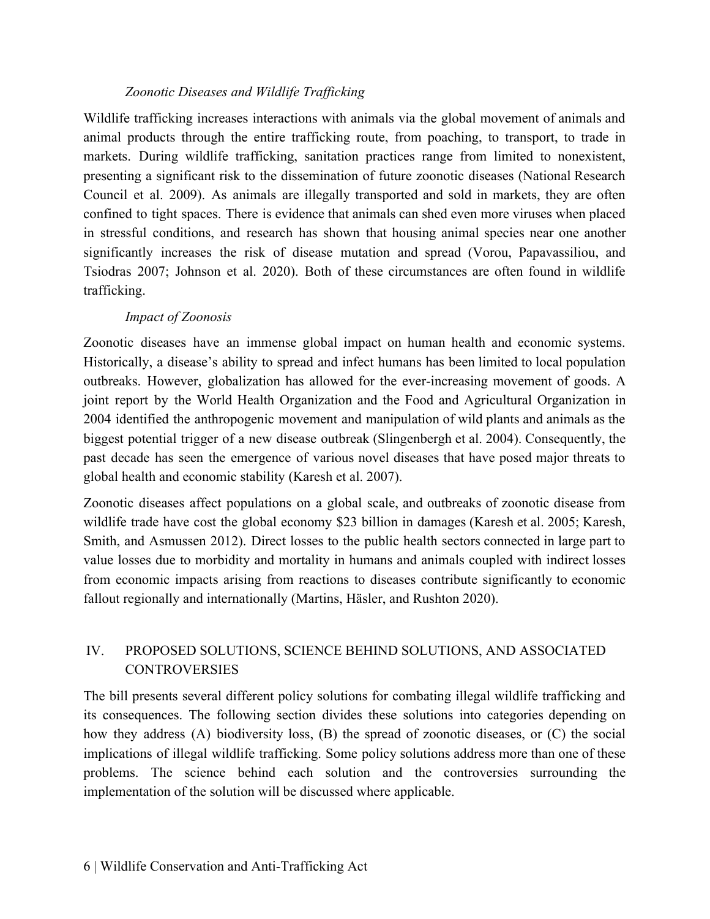### *Zoonotic Diseases and Wildlife Trafficking*

Wildlife trafficking increases interactions with animals via the global movement of animals and animal products through the entire trafficking route, from poaching, to transport, to trade in markets. During wildlife trafficking, sanitation practices range from limited to nonexistent, presenting a significant risk to the dissemination of future zoonotic diseases (National Research Council et al. 2009). As animals are illegally transported and sold in markets, they are often confined to tight spaces. There is evidence that animals can shed even more viruses when placed in stressful conditions, and research has shown that housing animal species near one another significantly increases the risk of disease mutation and spread (Vorou, Papavassiliou, and Tsiodras 2007; Johnson et al. 2020). Both of these circumstances are often found in wildlife trafficking.

### *Impact of Zoonosis*

Zoonotic diseases have an immense global impact on human health and economic systems. Historically, a disease's ability to spread and infect humans has been limited to local population outbreaks. However, globalization has allowed for the ever-increasing movement of goods. A joint report by the World Health Organization and the Food and Agricultural Organization in 2004 identified the anthropogenic movement and manipulation of wild plants and animals as the biggest potential trigger of a new disease outbreak (Slingenbergh et al. 2004). Consequently, the past decade has seen the emergence of various novel diseases that have posed major threats to global health and economic stability (Karesh et al. 2007).

Zoonotic diseases affect populations on a global scale, and outbreaks of zoonotic disease from wildlife trade have cost the global economy $23 billion in damages (Karesh et al. 2005; Karesh, Smith, and Asmussen 2012). Direct losses to the public health sectors connected in large part to value losses due to morbidity and mortality in humans and animals coupled with indirect losses from economic impacts arising from reactions to diseases contribute significantly to economic fallout regionally and internationally (Martins, Häsler, and Rushton 2020).

## IV. PROPOSED SOLUTIONS, SCIENCE BEHIND SOLUTIONS, AND ASSOCIATED CONTROVERSIES

The bill presents several different policy solutions for combating illegal wildlife trafficking and its consequences. The following section divides these solutions into categories depending on how they address (A) biodiversity loss, (B) the spread of zoonotic diseases, or (C) the social implications of illegal wildlife trafficking. Some policy solutions address more than one of these problems. The science behind each solution and the controversies surrounding the implementation of the solution will be discussed where applicable.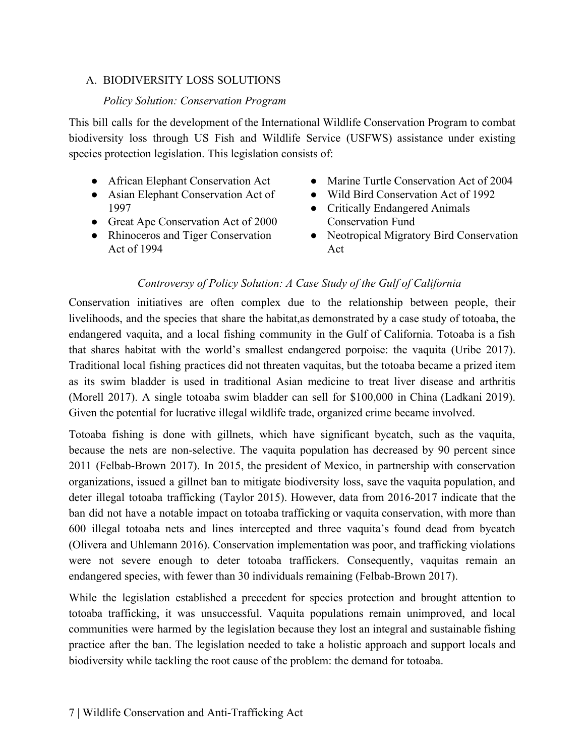## A. BIODIVERSITY LOSS SOLUTIONS

*Policy Solution: Conservation Program*

This bill calls for the development of the International Wildlife Conservation Program to combat biodiversity loss through US Fish and Wildlife Service (USFWS) assistance under existing species protection legislation. This legislation consists of:

- African Elephant Conservation Act
- Asian Elephant Conservation Act of 1997
- Great Ape Conservation Act of 2000
- Rhinoceros and Tiger Conservation Act of 1994
- Marine Turtle Conservation Act of 2004
- Wild Bird Conservation Act of 1992
- Critically Endangered Animals Conservation Fund
- Neotropical Migratory Bird Conservation Act

*Controversy of Policy Solution: A Case Study of the Gulf of California*

Conservation initiatives are often complex due to the relationship between people, their livelihoods, and the species that share the habitat,as demonstrated by a case study of totoaba, the endangered vaquita, and a local fishing community in the Gulf of California. Totoaba is a fish that shares habitat with the world's smallest endangered porpoise: the vaquita (Uribe 2017). Traditional local fishing practices did not threaten vaquitas, but the totoaba became a prized item as its swim bladder is used in traditional Asian medicine to treat liver disease and arthritis (Morell 2017). A single totoaba swim bladder can sell for $100,000 in China (Ladkani 2019). Given the potential for lucrative illegal wildlife trade, organized crime became involved.

Totoaba fishing is done with gillnets, which have significant bycatch, such as the vaquita, because the nets are non-selective. The vaquita population has decreased by 90 percent since 2011 (Felbab-Brown 2017). In 2015, the president of Mexico, in partnership with conservation organizations, issued a gillnet ban to mitigate biodiversity loss, save the vaquita population, and deter illegal totoaba trafficking (Taylor 2015). However, data from 2016-2017 indicate that the ban did not have a notable impact on totoaba trafficking or vaquita conservation, with more than 600 illegal totoaba nets and lines intercepted and three vaquita's found dead from bycatch (Olivera and Uhlemann 2016). Conservation implementation was poor, and trafficking violations were not severe enough to deter totoaba traffickers. Consequently, vaquitas remain an endangered species, with fewer than 30 individuals remaining (Felbab-Brown 2017).

While the legislation established a precedent for species protection and brought attention to totoaba trafficking, it was unsuccessful. Vaquita populations remain unimproved, and local communities were harmed by the legislation because they lost an integral and sustainable fishing practice after the ban. The legislation needed to take a holistic approach and support locals and biodiversity while tackling the root cause of the problem: the demand for totoaba.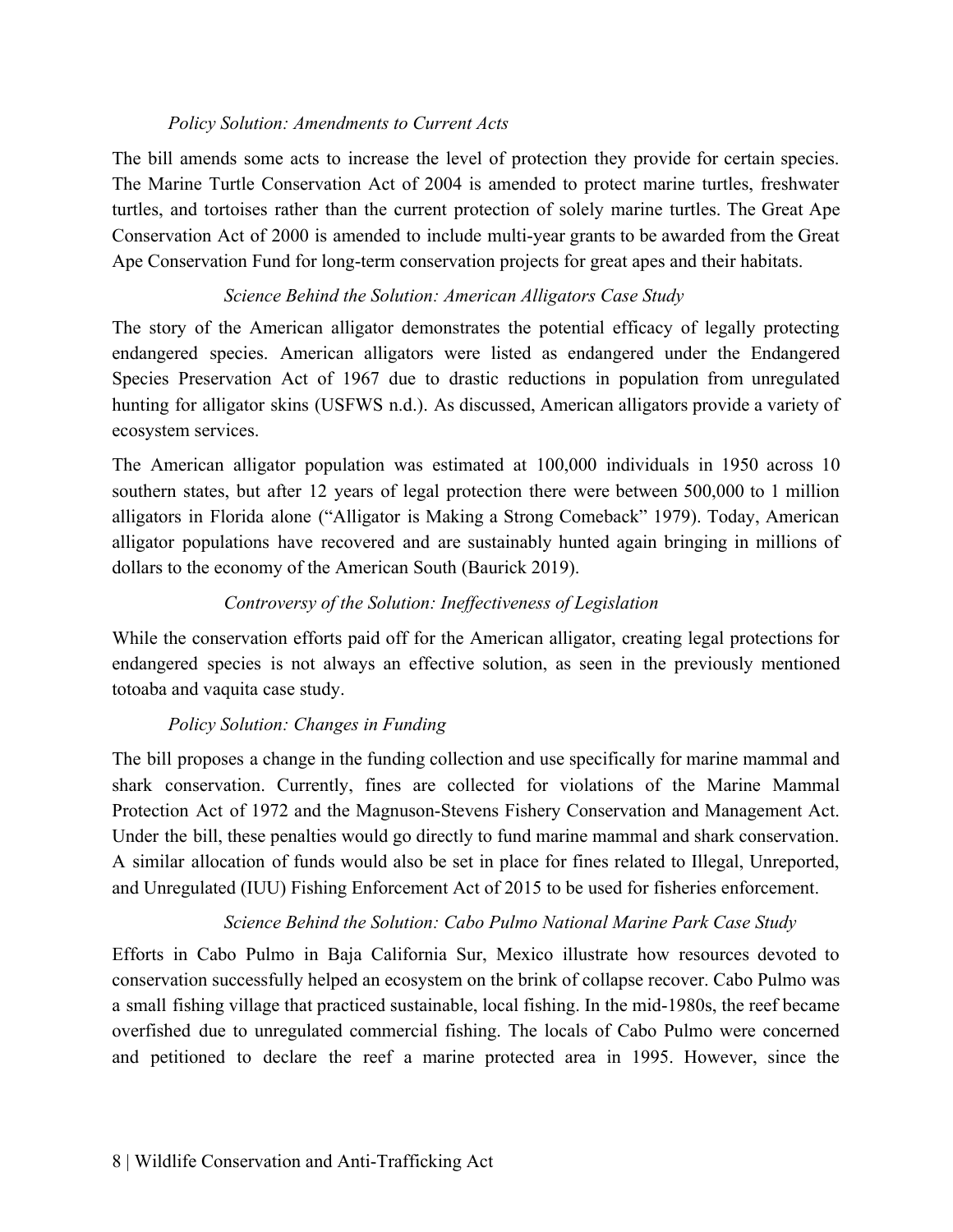### *Policy Solution: Amendments to Current Acts*

The bill amends some acts to increase the level of protection they provide for certain species. The Marine Turtle Conservation Act of 2004 is amended to protect marine turtles, freshwater turtles, and tortoises rather than the current protection of solely marine turtles. The Great Ape Conservation Act of 2000 is amended to include multi-year grants to be awarded from the Great Ape Conservation Fund for long-term conservation projects for great apes and their habitats.

#### *Science Behind the Solution: American Alligators Case Study*

The story of the American alligator demonstrates the potential efficacy of legally protecting endangered species. American alligators were listed as endangered under the Endangered Species Preservation Act of 1967 due to drastic reductions in population from unregulated hunting for alligator skins (USFWS n.d.). As discussed, American alligators provide a variety of ecosystem services.

The American alligator population was estimated at 100,000 individuals in 1950 across 10 southern states, but after 12 years of legal protection there were between 500,000 to 1 million alligators in Florida alone ("Alligator is Making a Strong Comeback" 1979). Today, American alligator populations have recovered and are sustainably hunted again bringing in millions of dollars to the economy of the American South (Baurick 2019).

#### *Controversy of the Solution: Ineffectiveness of Legislation*

While the conservation efforts paid off for the American alligator, creating legal protections for endangered species is not always an effective solution, as seen in the previously mentioned totoaba and vaquita case study.

### *Policy Solution: Changes in Funding*

The bill proposes a change in the funding collection and use specifically for marine mammal and shark conservation. Currently, fines are collected for violations of the Marine Mammal Protection Act of 1972 and the Magnuson-Stevens Fishery Conservation and Management Act. Under the bill, these penalties would go directly to fund marine mammal and shark conservation. A similar allocation of funds would also be set in place for fines related to Illegal, Unreported, and Unregulated (IUU) Fishing Enforcement Act of 2015 to be used for fisheries enforcement.

#### *Science Behind the Solution: Cabo Pulmo National Marine Park Case Study*

Efforts in Cabo Pulmo in Baja California Sur, Mexico illustrate how resources devoted to conservation successfully helped an ecosystem on the brink of collapse recover. Cabo Pulmo was a small fishing village that practiced sustainable, local fishing. In the mid-1980s, the reef became overfished due to unregulated commercial fishing. The locals of Cabo Pulmo were concerned and petitioned to declare the reef a marine protected area in 1995. However, since the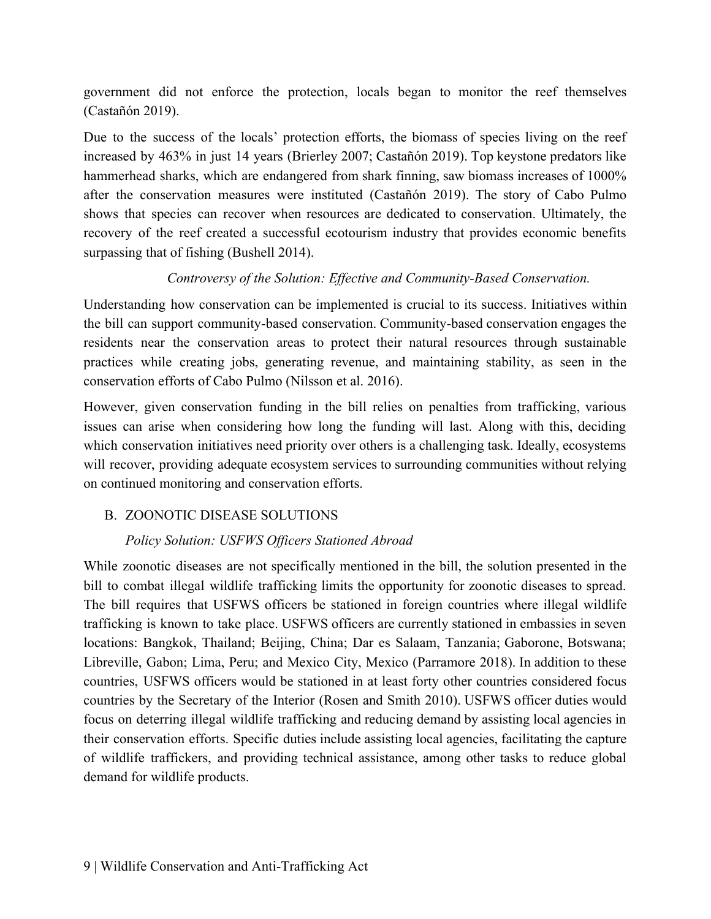government did not enforce the protection, locals began to monitor the reef themselves (Castañón 2019).

Due to the success of the locals' protection efforts, the biomass of species living on the reef increased by 463% in just 14 years (Brierley 2007; Castañón 2019). Top keystone predators like hammerhead sharks, which are endangered from shark finning, saw biomass increases of 1000% after the conservation measures were instituted (Castañón 2019). The story of Cabo Pulmo shows that species can recover when resources are dedicated to conservation. Ultimately, the recovery of the reef created a successful ecotourism industry that provides economic benefits surpassing that of fishing (Bushell 2014).

*Controversy of the Solution: Effective and Community-Based Conservation.*

Understanding how conservation can be implemented is crucial to its success. Initiatives within the bill can support community-based conservation. Community-based conservation engages the residents near the conservation areas to protect their natural resources through sustainable practices while creating jobs, generating revenue, and maintaining stability, as seen in the conservation efforts of Cabo Pulmo (Nilsson et al. 2016).

However, given conservation funding in the bill relies on penalties from trafficking, various issues can arise when considering how long the funding will last. Along with this, deciding which conservation initiatives need priority over others is a challenging task. Ideally, ecosystems will recover, providing adequate ecosystem services to surrounding communities without relying on continued monitoring and conservation efforts.

### B. ZOONOTIC DISEASE SOLUTIONS

*Policy Solution: USFWS Officers Stationed Abroad*

While zoonotic diseases are not specifically mentioned in the bill, the solution presented in the bill to combat illegal wildlife trafficking limits the opportunity for zoonotic diseases to spread. The bill requires that USFWS officers be stationed in foreign countries where illegal wildlife trafficking is known to take place. USFWS officers are currently stationed in embassies in seven locations: Bangkok, Thailand; Beijing, China; Dar es Salaam, Tanzania; Gaborone, Botswana; Libreville, Gabon; Lima, Peru; and Mexico City, Mexico (Parramore 2018). In addition to these countries, USFWS officers would be stationed in at least forty other countries considered focus countries by the Secretary of the Interior (Rosen and Smith 2010). USFWS officer duties would focus on deterring illegal wildlife trafficking and reducing demand by assisting local agencies in their conservation efforts. Specific duties include assisting local agencies, facilitating the capture of wildlife traffickers, and providing technical assistance, among other tasks to reduce global demand for wildlife products.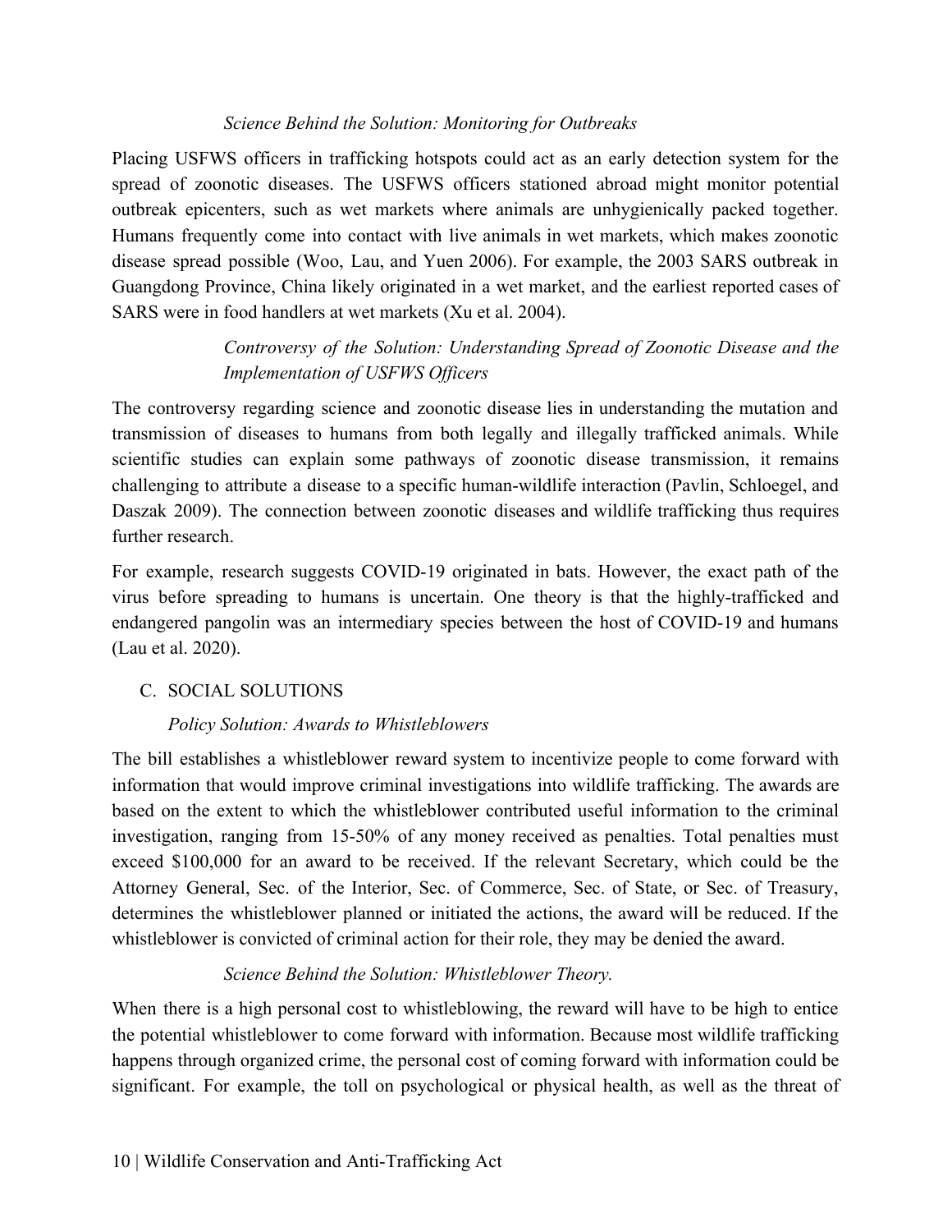*Science Behind the Solution: Monitoring for Outbreaks*

Placing USFWS officers in trafficking hotspots could act as an early detection system for the spread of zoonotic diseases. The USFWS officers stationed abroad might monitor potential outbreak epicenters, such as wet markets where animals are unhygienically packed together. Humans frequently come into contact with live animals in wet markets, which makes zoonotic disease spread possible (Woo, Lau, and Yuen 2006). For example, the 2003 SARS outbreak in Guangdong Province, China likely originated in a wet market, and the earliest reported cases of SARS were in food handlers at wet markets (Xu et al. 2004).

*Controversy of the Solution: Understanding Spread of Zoonotic Disease and the Implementation of USFWS Officers*

The controversy regarding science and zoonotic disease lies in understanding the mutation and transmission of diseases to humans from both legally and illegally trafficked animals. While scientific studies can explain some pathways of zoonotic disease transmission, it remains challenging to attribute a disease to a specific human-wildlife interaction (Pavlin, Schloegel, and Daszak 2009). The connection between zoonotic diseases and wildlife trafficking thus requires further research.

For example, research suggests COVID-19 originated in bats. However, the exact path of the virus before spreading to humans is uncertain. One theory is that the highly-trafficked and endangered pangolin was an intermediary species between the host of COVID-19 and humans (Lau et al. 2020).

C. SOCIAL SOLUTIONS

*Policy Solution: Awards to Whistleblowers*

The bill establishes a whistleblower reward system to incentivize people to come forward with information that would improve criminal investigations into wildlife trafficking. The awards are based on the extent to which the whistleblower contributed useful information to the criminal investigation, ranging from 15-50% of any money received as penalties. Total penalties must exceed $100,000 for an award to be received. If the relevant Secretary, which could be the Attorney General, Sec. of the Interior, Sec. of Commerce, Sec. of State, or Sec. of Treasury, determines the whistleblower planned or initiated the actions, the award will be reduced. If the whistleblower is convicted of criminal action for their role, they may be denied the award.

*Science Behind the Solution: Whistleblower Theory.*

When there is a high personal cost to whistleblowing, the reward will have to be high to entice the potential whistleblower to come forward with information. Because most wildlife trafficking happens through organized crime, the personal cost of coming forward with information could be significant. For example, the toll on psychological or physical health, as well as the threat of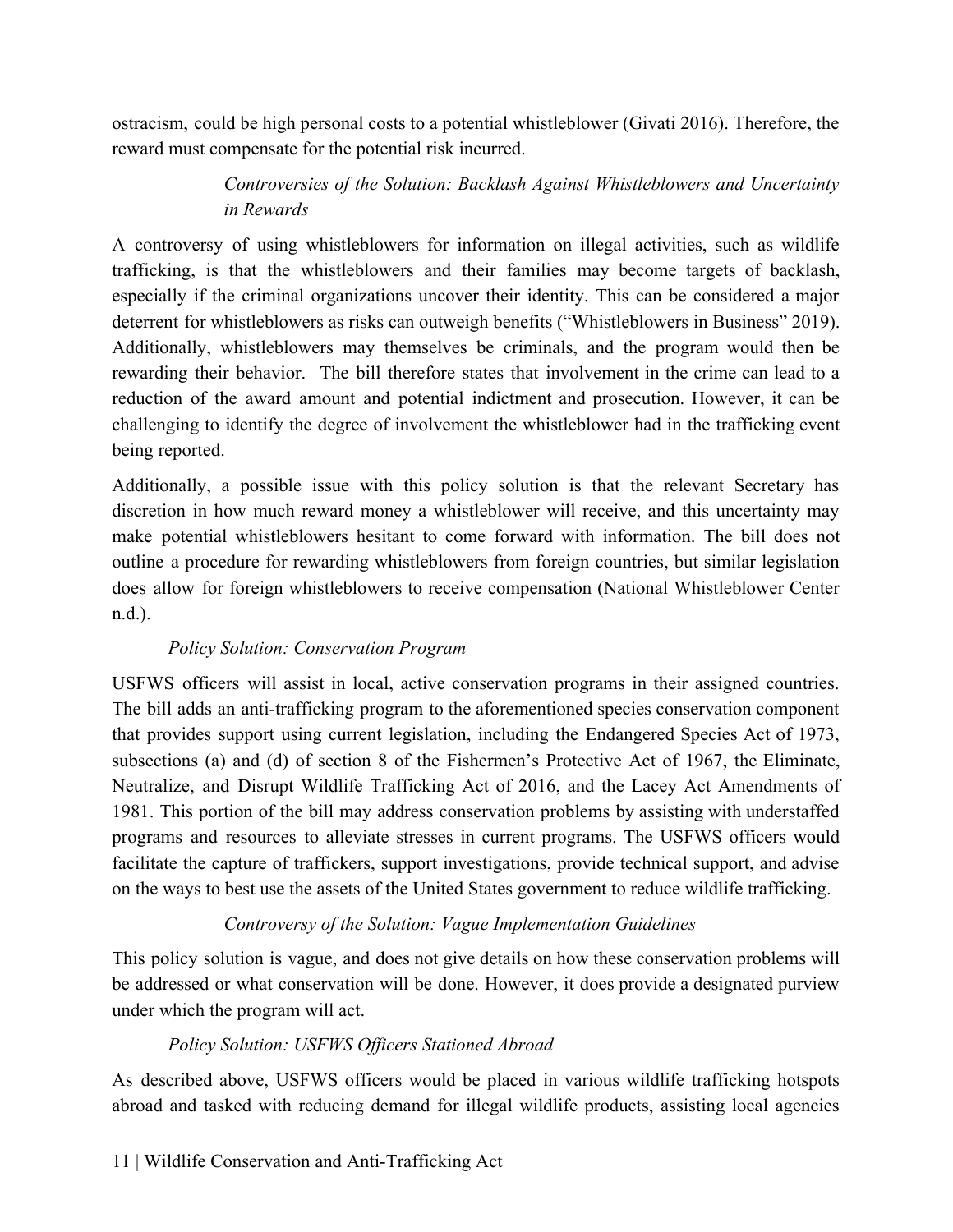ostracism, could be high personal costs to a potential whistleblower (Givati 2016). Therefore, the reward must compensate for the potential risk incurred.

#### *Controversies of the Solution: Backlash Against Whistleblowers and Uncertainty in Rewards*

A controversy of using whistleblowers for information on illegal activities, such as wildlife trafficking, is that the whistleblowers and their families may become targets of backlash, especially if the criminal organizations uncover their identity. This can be considered a major deterrent for whistleblowers as risks can outweigh benefits ("Whistleblowers in Business" 2019). Additionally, whistleblowers may themselves be criminals, and the program would then be rewarding their behavior. The bill therefore states that involvement in the crime can lead to a reduction of the award amount and potential indictment and prosecution. However, it can be challenging to identify the degree of involvement the whistleblower had in the trafficking event being reported.

Additionally, a possible issue with this policy solution is that the relevant Secretary has discretion in how much reward money a whistleblower will receive, and this uncertainty may make potential whistleblowers hesitant to come forward with information. The bill does not outline a procedure for rewarding whistleblowers from foreign countries, but similar legislation does allow for foreign whistleblowers to receive compensation (National Whistleblower Center n.d.).

### *Policy Solution: Conservation Program*

USFWS officers will assist in local, active conservation programs in their assigned countries. The bill adds an anti-trafficking program to the aforementioned species conservation component that provides support using current legislation, including the Endangered Species Act of 1973, subsections (a) and (d) of section 8 of the Fishermen's Protective Act of 1967, the Eliminate, Neutralize, and Disrupt Wildlife Trafficking Act of 2016, and the Lacey Act Amendments of 1981. This portion of the bill may address conservation problems by assisting with understaffed programs and resources to alleviate stresses in current programs. The USFWS officers would facilitate the capture of traffickers, support investigations, provide technical support, and advise on the ways to best use the assets of the United States government to reduce wildlife trafficking.

#### *Controversy of the Solution: Vague Implementation Guidelines*

This policy solution is vague, and does not give details on how these conservation problems will be addressed or what conservation will be done. However, it does provide a designated purview under which the program will act.

### *Policy Solution: USFWS Officers Stationed Abroad*

As described above, USFWS officers would be placed in various wildlife trafficking hotspots abroad and tasked with reducing demand for illegal wildlife products, assisting local agencies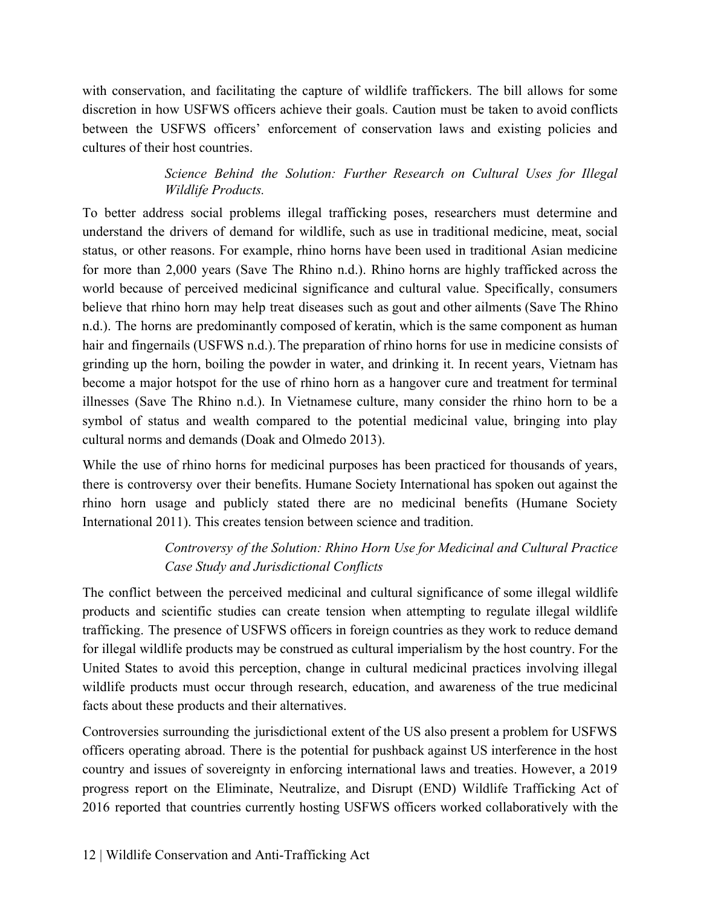with conservation, and facilitating the capture of wildlife traffickers. The bill allows for some discretion in how USFWS officers achieve their goals. Caution must be taken to avoid conflicts between the USFWS officers' enforcement of conservation laws and existing policies and cultures of their host countries.

*Science Behind the Solution: Further Research on Cultural Uses for Illegal Wildlife Products.*

To better address social problems illegal trafficking poses, researchers must determine and understand the drivers of demand for wildlife, such as use in traditional medicine, meat, social status, or other reasons. For example, rhino horns have been used in traditional Asian medicine for more than 2,000 years (Save The Rhino n.d.). Rhino horns are highly trafficked across the world because of perceived medicinal significance and cultural value. Specifically, consumers believe that rhino horn may help treat diseases such as gout and other ailments (Save The Rhino n.d.). The horns are predominantly composed of keratin, which is the same component as human hair and fingernails (USFWS n.d.). The preparation of rhino horns for use in medicine consists of grinding up the horn, boiling the powder in water, and drinking it. In recent years, Vietnam has become a major hotspot for the use of rhino horn as a hangover cure and treatment for terminal illnesses (Save The Rhino n.d.). In Vietnamese culture, many consider the rhino horn to be a symbol of status and wealth compared to the potential medicinal value, bringing into play cultural norms and demands (Doak and Olmedo 2013).

While the use of rhino horns for medicinal purposes has been practiced for thousands of years, there is controversy over their benefits. Humane Society International has spoken out against the rhino horn usage and publicly stated there are no medicinal benefits (Humane Society International 2011). This creates tension between science and tradition.

*Controversy of the Solution: Rhino Horn Use for Medicinal and Cultural Practice Case Study and Jurisdictional Conflicts*

The conflict between the perceived medicinal and cultural significance of some illegal wildlife products and scientific studies can create tension when attempting to regulate illegal wildlife trafficking. The presence of USFWS officers in foreign countries as they work to reduce demand for illegal wildlife products may be construed as cultural imperialism by the host country. For the United States to avoid this perception, change in cultural medicinal practices involving illegal wildlife products must occur through research, education, and awareness of the true medicinal facts about these products and their alternatives.

Controversies surrounding the jurisdictional extent of the US also present a problem for USFWS officers operating abroad. There is the potential for pushback against US interference in the host country and issues of sovereignty in enforcing international laws and treaties. However, a 2019 progress report on the Eliminate, Neutralize, and Disrupt (END) Wildlife Trafficking Act of 2016 reported that countries currently hosting USFWS officers worked collaboratively with the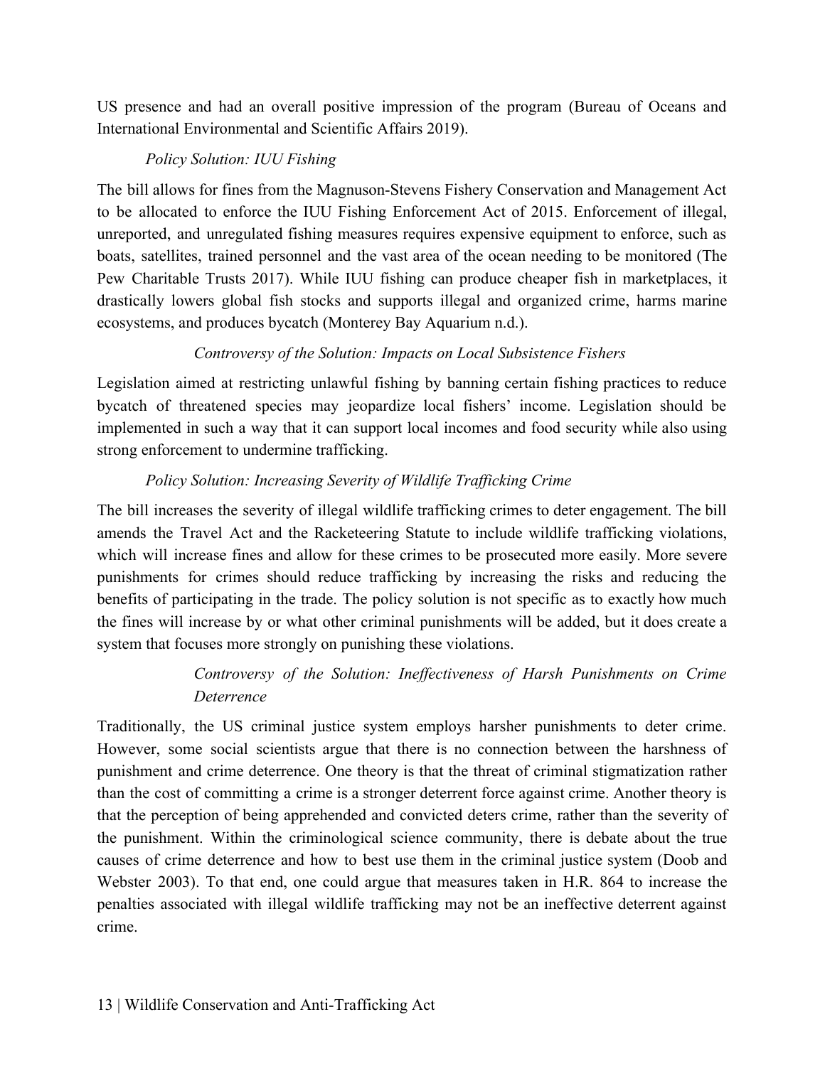US presence and had an overall positive impression of the program (Bureau of Oceans and International Environmental and Scientific Affairs 2019).

#### *Policy Solution: IUU Fishing*

The bill allows for fines from the Magnuson-Stevens Fishery Conservation and Management Act to be allocated to enforce the IUU Fishing Enforcement Act of 2015. Enforcement of illegal, unreported, and unregulated fishing measures requires expensive equipment to enforce, such as boats, satellites, trained personnel and the vast area of the ocean needing to be monitored (The Pew Charitable Trusts 2017). While IUU fishing can produce cheaper fish in marketplaces, it drastically lowers global fish stocks and supports illegal and organized crime, harms marine ecosystems, and produces bycatch (Monterey Bay Aquarium n.d.).

##### *Controversy of the Solution: Impacts on Local Subsistence Fishers*

Legislation aimed at restricting unlawful fishing by banning certain fishing practices to reduce bycatch of threatened species may jeopardize local fishers' income. Legislation should be implemented in such a way that it can support local incomes and food security while also using strong enforcement to undermine trafficking.

#### *Policy Solution: Increasing Severity of Wildlife Trafficking Crime*

The bill increases the severity of illegal wildlife trafficking crimes to deter engagement. The bill amends the Travel Act and the Racketeering Statute to include wildlife trafficking violations, which will increase fines and allow for these crimes to be prosecuted more easily. More severe punishments for crimes should reduce trafficking by increasing the risks and reducing the benefits of participating in the trade. The policy solution is not specific as to exactly how much the fines will increase by or what other criminal punishments will be added, but it does create a system that focuses more strongly on punishing these violations.

##### *Controversy of the Solution: Ineffectiveness of Harsh Punishments on Crime Deterrence*

Traditionally, the US criminal justice system employs harsher punishments to deter crime. However, some social scientists argue that there is no connection between the harshness of punishment and crime deterrence. One theory is that the threat of criminal stigmatization rather than the cost of committing a crime is a stronger deterrent force against crime. Another theory is that the perception of being apprehended and convicted deters crime, rather than the severity of the punishment. Within the criminological science community, there is debate about the true causes of crime deterrence and how to best use them in the criminal justice system (Doob and Webster 2003). To that end, one could argue that measures taken in H.R. 864 to increase the penalties associated with illegal wildlife trafficking may not be an ineffective deterrent against crime.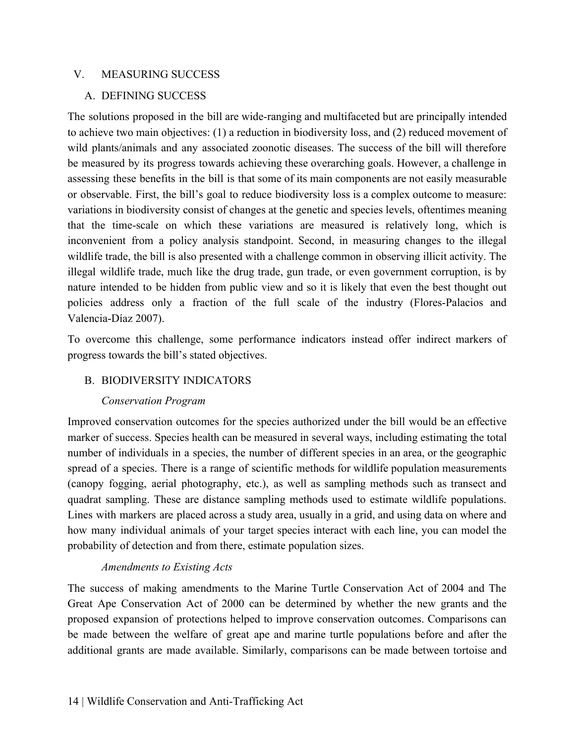## V. MEASURING SUCCESS

### A. DEFINING SUCCESS

The solutions proposed in the bill are wide-ranging and multifaceted but are principally intended to achieve two main objectives: (1) a reduction in biodiversity loss, and (2) reduced movement of wild plants/animals and any associated zoonotic diseases. The success of the bill will therefore be measured by its progress towards achieving these overarching goals. However, a challenge in assessing these benefits in the bill is that some of its main components are not easily measurable or observable. First, the bill's goal to reduce biodiversity loss is a complex outcome to measure: variations in biodiversity consist of changes at the genetic and species levels, oftentimes meaning that the time-scale on which these variations are measured is relatively long, which is inconvenient from a policy analysis standpoint. Second, in measuring changes to the illegal wildlife trade, the bill is also presented with a challenge common in observing illicit activity. The illegal wildlife trade, much like the drug trade, gun trade, or even government corruption, is by nature intended to be hidden from public view and so it is likely that even the best thought out policies address only a fraction of the full scale of the industry (Flores-Palacios and Valencia-Díaz 2007).

To overcome this challenge, some performance indicators instead offer indirect markers of progress towards the bill's stated objectives.

### B. BIODIVERSITY INDICATORS

*Conservation Program*

Improved conservation outcomes for the species authorized under the bill would be an effective marker of success. Species health can be measured in several ways, including estimating the total number of individuals in a species, the number of different species in an area, or the geographic spread of a species. There is a range of scientific methods for wildlife population measurements (canopy fogging, aerial photography, etc.), as well as sampling methods such as transect and quadrat sampling. These are distance sampling methods used to estimate wildlife populations. Lines with markers are placed across a study area, usually in a grid, and using data on where and how many individual animals of your target species interact with each line, you can model the probability of detection and from there, estimate population sizes.

*Amendments to Existing Acts*

The success of making amendments to the Marine Turtle Conservation Act of 2004 and The Great Ape Conservation Act of 2000 can be determined by whether the new grants and the proposed expansion of protections helped to improve conservation outcomes. Comparisons can be made between the welfare of great ape and marine turtle populations before and after the additional grants are made available. Similarly, comparisons can be made between tortoise and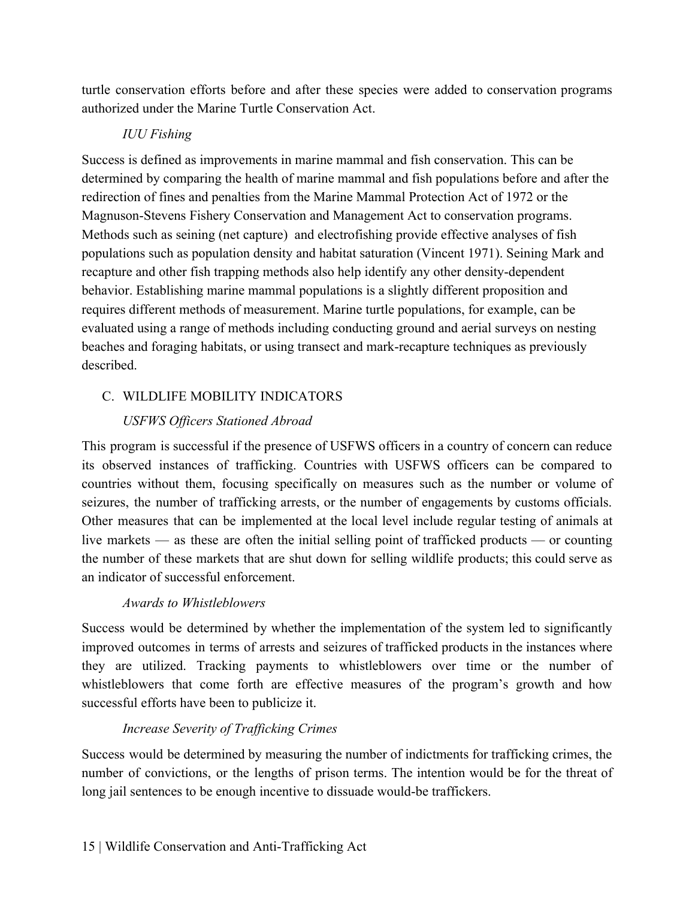turtle conservation efforts before and after these species were added to conservation programs authorized under the Marine Turtle Conservation Act.

*IUU Fishing*

Success is defined as improvements in marine mammal and fish conservation. This can be determined by comparing the health of marine mammal and fish populations before and after the redirection of fines and penalties from the Marine Mammal Protection Act of 1972 or the Magnuson-Stevens Fishery Conservation and Management Act to conservation programs. Methods such as seining (net capture) and electrofishing provide effective analyses of fish populations such as population density and habitat saturation (Vincent 1971). Seining Mark and recapture and other fish trapping methods also help identify any other density-dependent behavior. Establishing marine mammal populations is a slightly different proposition and requires different methods of measurement. Marine turtle populations, for example, can be evaluated using a range of methods including conducting ground and aerial surveys on nesting beaches and foraging habitats, or using transect and mark-recapture techniques as previously described.

## C. WILDLIFE MOBILITY INDICATORS

*USFWS Officers Stationed Abroad*

This program is successful if the presence of USFWS officers in a country of concern can reduce its observed instances of trafficking. Countries with USFWS officers can be compared to countries without them, focusing specifically on measures such as the number or volume of seizures, the number of trafficking arrests, or the number of engagements by customs officials. Other measures that can be implemented at the local level include regular testing of animals at live markets — as these are often the initial selling point of trafficked products — or counting the number of these markets that are shut down for selling wildlife products; this could serve as an indicator of successful enforcement.

*Awards to Whistleblowers*

Success would be determined by whether the implementation of the system led to significantly improved outcomes in terms of arrests and seizures of trafficked products in the instances where they are utilized. Tracking payments to whistleblowers over time or the number of whistleblowers that come forth are effective measures of the program's growth and how successful efforts have been to publicize it.

*Increase Severity of Trafficking Crimes*

Success would be determined by measuring the number of indictments for trafficking crimes, the number of convictions, or the lengths of prison terms. The intention would be for the threat of long jail sentences to be enough incentive to dissuade would-be traffickers.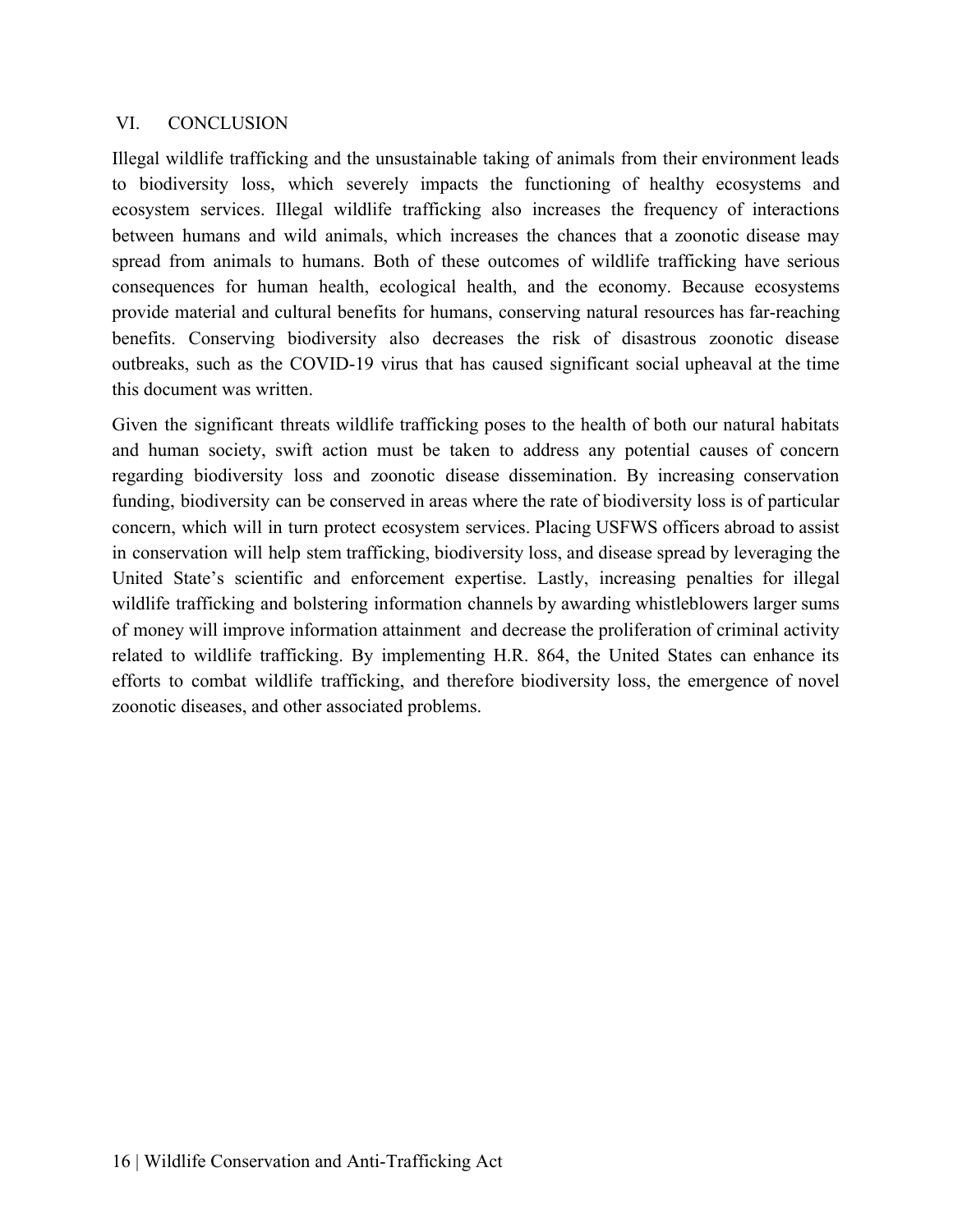## VI. CONCLUSION

Illegal wildlife trafficking and the unsustainable taking of animals from their environment leads to biodiversity loss, which severely impacts the functioning of healthy ecosystems and ecosystem services. Illegal wildlife trafficking also increases the frequency of interactions between humans and wild animals, which increases the chances that a zoonotic disease may spread from animals to humans. Both of these outcomes of wildlife trafficking have serious consequences for human health, ecological health, and the economy. Because ecosystems provide material and cultural benefits for humans, conserving natural resources has far-reaching benefits. Conserving biodiversity also decreases the risk of disastrous zoonotic disease outbreaks, such as the COVID-19 virus that has caused significant social upheaval at the time this document was written.

Given the significant threats wildlife trafficking poses to the health of both our natural habitats and human society, swift action must be taken to address any potential causes of concern regarding biodiversity loss and zoonotic disease dissemination. By increasing conservation funding, biodiversity can be conserved in areas where the rate of biodiversity loss is of particular concern, which will in turn protect ecosystem services. Placing USFWS officers abroad to assist in conservation will help stem trafficking, biodiversity loss, and disease spread by leveraging the United State's scientific and enforcement expertise. Lastly, increasing penalties for illegal wildlife trafficking and bolstering information channels by awarding whistleblowers larger sums of money will improve information attainment and decrease the proliferation of criminal activity related to wildlife trafficking. By implementing H.R. 864, the United States can enhance its efforts to combat wildlife trafficking, and therefore biodiversity loss, the emergence of novel zoonotic diseases, and other associated problems.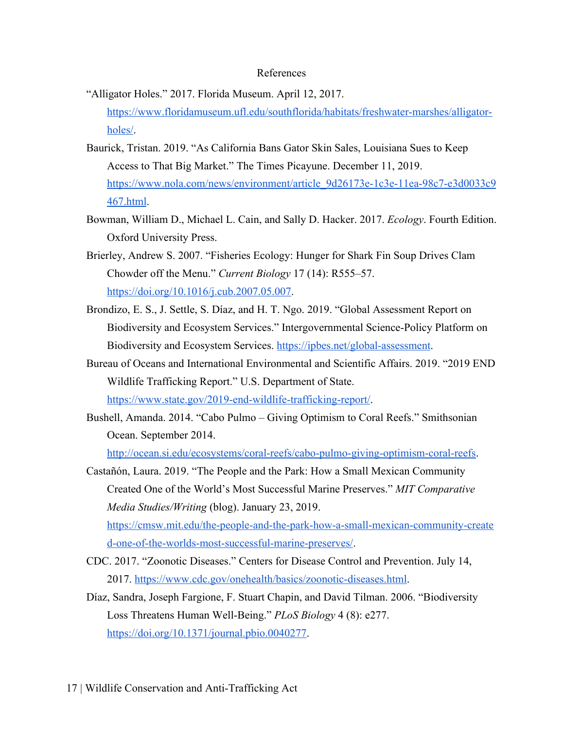# References

"Alligator Holes." 2017. Florida Museum. April 12, 2017. https://www.floridamuseum.ufl.edu/southflorida/habitats/freshwater-marshes/alligator-holes/.

Baurick, Tristan. 2019. "As California Bans Gator Skin Sales, Louisiana Sues to Keep Access to That Big Market." The Times Picayune. December 11, 2019. https://www.nola.com/news/environment/article_9d26173e-1c3e-11ea-98c7-e3d0033c9467.html.

Bowman, William D., Michael L. Cain, and Sally D. Hacker. 2017. *Ecology*. Fourth Edition. Oxford University Press.

Brierley, Andrew S. 2007. "Fisheries Ecology: Hunger for Shark Fin Soup Drives Clam Chowder off the Menu." *Current Biology* 17 (14): R555–57. https://doi.org/10.1016/j.cub.2007.05.007.

Brondizo, E. S., J. Settle, S. Díaz, and H. T. Ngo. 2019. "Global Assessment Report on Biodiversity and Ecosystem Services." Intergovernmental Science-Policy Platform on Biodiversity and Ecosystem Services. https://ipbes.net/global-assessment.

Bureau of Oceans and International Environmental and Scientific Affairs. 2019. "2019 END Wildlife Trafficking Report." U.S. Department of State. https://www.state.gov/2019-end-wildlife-trafficking-report/.

Bushell, Amanda. 2014. "Cabo Pulmo – Giving Optimism to Coral Reefs." Smithsonian Ocean. September 2014. http://ocean.si.edu/ecosystems/coral-reefs/cabo-pulmo-giving-optimism-coral-reefs.

Castañón, Laura. 2019. "The People and the Park: How a Small Mexican Community Created One of the World's Most Successful Marine Preserves." *MIT Comparative Media Studies/Writing* (blog). January 23, 2019. https://cmsw.mit.edu/the-people-and-the-park-how-a-small-mexican-community-created-one-of-the-worlds-most-successful-marine-preserves/.

CDC. 2017. "Zoonotic Diseases." Centers for Disease Control and Prevention. July 14, 2017. https://www.cdc.gov/onehealth/basics/zoonotic-diseases.html.

Díaz, Sandra, Joseph Fargione, F. Stuart Chapin, and David Tilman. 2006. "Biodiversity Loss Threatens Human Well-Being." *PLoS Biology* 4 (8): e277. https://doi.org/10.1371/journal.pbio.0040277.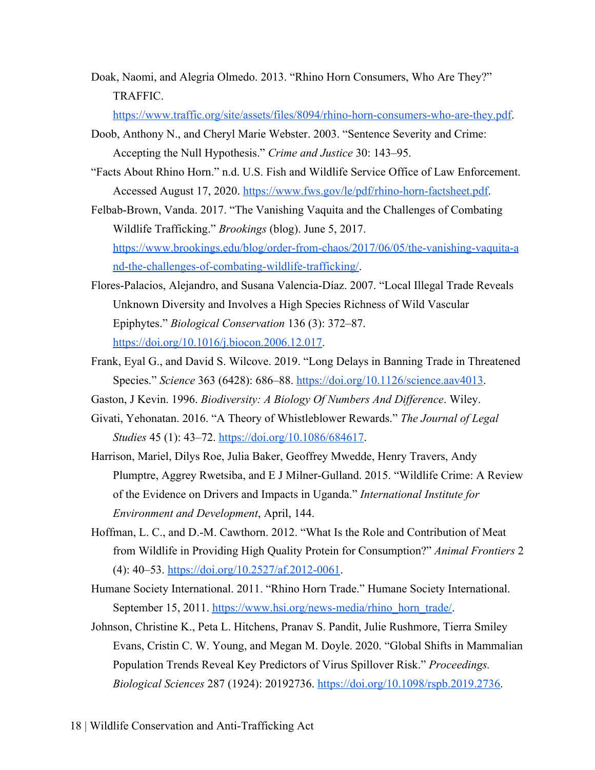Doak, Naomi, and Alegria Olmedo. 2013. "Rhino Horn Consumers, Who Are They?" TRAFFIC. https://www.traffic.org/site/assets/files/8094/rhino-horn-consumers-who-are-they.pdf.

Doob, Anthony N., and Cheryl Marie Webster. 2003. "Sentence Severity and Crime: Accepting the Null Hypothesis." *Crime and Justice* 30: 143–95.

"Facts About Rhino Horn." n.d. U.S. Fish and Wildlife Service Office of Law Enforcement. Accessed August 17, 2020. https://www.fws.gov/le/pdf/rhino-horn-factsheet.pdf.

Felbab-Brown, Vanda. 2017. "The Vanishing Vaquita and the Challenges of Combating Wildlife Trafficking." *Brookings* (blog). June 5, 2017. https://www.brookings.edu/blog/order-from-chaos/2017/06/05/the-vanishing-vaquita-and-the-challenges-of-combating-wildlife-trafficking/.

Flores-Palacios, Alejandro, and Susana Valencia-Díaz. 2007. "Local Illegal Trade Reveals Unknown Diversity and Involves a High Species Richness of Wild Vascular Epiphytes." *Biological Conservation* 136 (3): 372–87. https://doi.org/10.1016/j.biocon.2006.12.017.

Frank, Eyal G., and David S. Wilcove. 2019. "Long Delays in Banning Trade in Threatened Species." *Science* 363 (6428): 686–88. https://doi.org/10.1126/science.aav4013.

Gaston, J Kevin. 1996. *Biodiversity: A Biology Of Numbers And Difference*. Wiley.

Givati, Yehonatan. 2016. "A Theory of Whistleblower Rewards." *The Journal of Legal Studies* 45 (1): 43–72. https://doi.org/10.1086/684617.

Harrison, Mariel, Dilys Roe, Julia Baker, Geoffrey Mwedde, Henry Travers, Andy Plumptre, Aggrey Rwetsiba, and E J Milner-Gulland. 2015. "Wildlife Crime: A Review of the Evidence on Drivers and Impacts in Uganda." *International Institute for Environment and Development*, April, 144.

Hoffman, L. C., and D.-M. Cawthorn. 2012. "What Is the Role and Contribution of Meat from Wildlife in Providing High Quality Protein for Consumption?" *Animal Frontiers* 2 (4): 40–53. https://doi.org/10.2527/af.2012-0061.

Humane Society International. 2011. "Rhino Horn Trade." Humane Society International. September 15, 2011. https://www.hsi.org/news-media/rhino_horn_trade/.

Johnson, Christine K., Peta L. Hitchens, Pranav S. Pandit, Julie Rushmore, Tierra Smiley Evans, Cristin C. W. Young, and Megan M. Doyle. 2020. "Global Shifts in Mammalian Population Trends Reveal Key Predictors of Virus Spillover Risk." *Proceedings. Biological Sciences* 287 (1924): 20192736. https://doi.org/10.1098/rspb.2019.2736.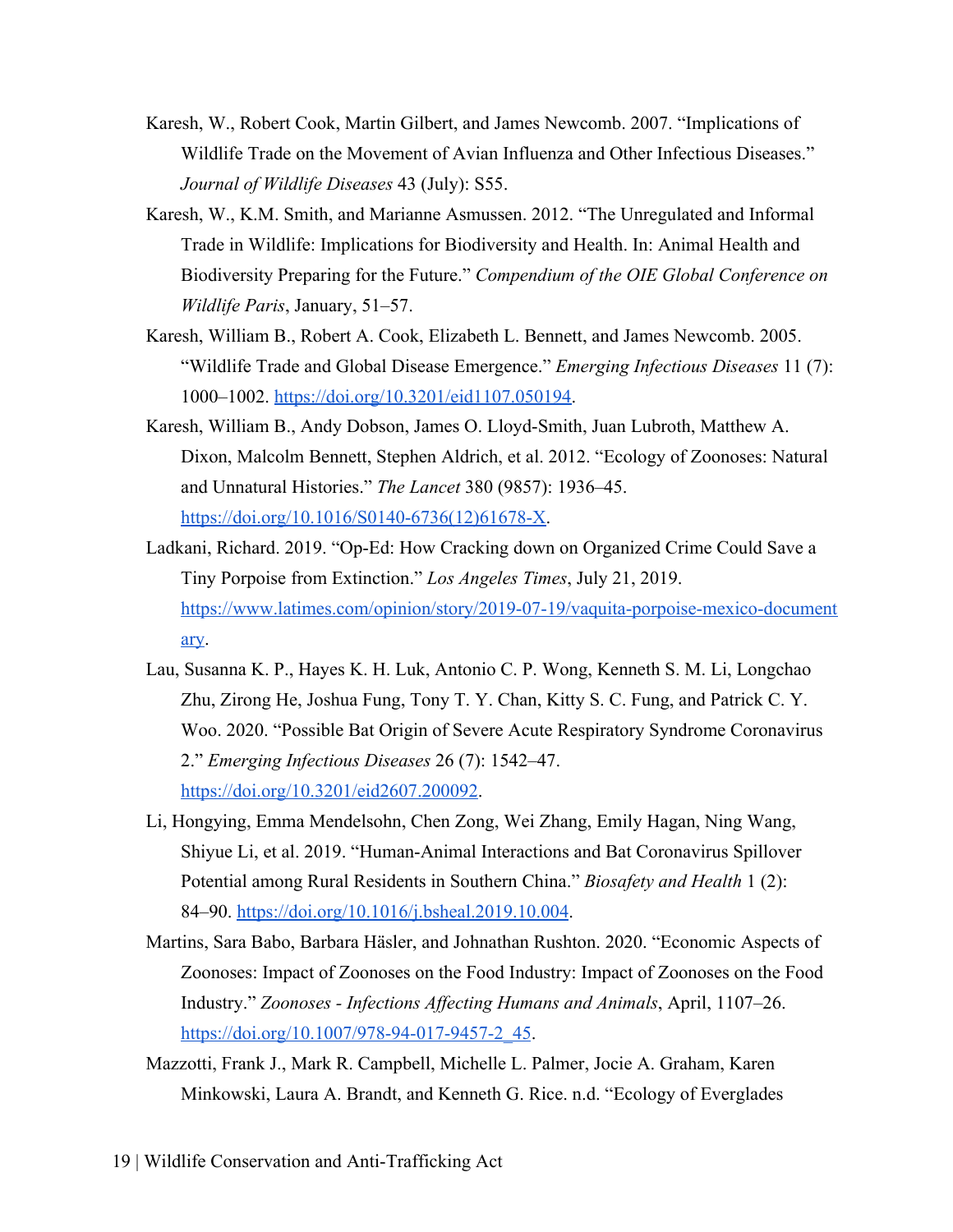Karesh, W., Robert Cook, Martin Gilbert, and James Newcomb. 2007. "Implications of Wildlife Trade on the Movement of Avian Influenza and Other Infectious Diseases." *Journal of Wildlife Diseases* 43 (July): S55.

Karesh, W., K.M. Smith, and Marianne Asmussen. 2012. "The Unregulated and Informal Trade in Wildlife: Implications for Biodiversity and Health. In: Animal Health and Biodiversity Preparing for the Future." *Compendium of the OIE Global Conference on Wildlife Paris*, January, 51–57.

Karesh, William B., Robert A. Cook, Elizabeth L. Bennett, and James Newcomb. 2005. "Wildlife Trade and Global Disease Emergence." *Emerging Infectious Diseases* 11 (7): 1000–1002. https://doi.org/10.3201/eid1107.050194.

Karesh, William B., Andy Dobson, James O. Lloyd-Smith, Juan Lubroth, Matthew A. Dixon, Malcolm Bennett, Stephen Aldrich, et al. 2012. "Ecology of Zoonoses: Natural and Unnatural Histories." *The Lancet* 380 (9857): 1936–45. https://doi.org/10.1016/S0140-6736(12)61678-X.

Ladkani, Richard. 2019. "Op-Ed: How Cracking down on Organized Crime Could Save a Tiny Porpoise from Extinction." *Los Angeles Times*, July 21, 2019. https://www.latimes.com/opinion/story/2019-07-19/vaquita-porpoise-mexico-documentary.

Lau, Susanna K. P., Hayes K. H. Luk, Antonio C. P. Wong, Kenneth S. M. Li, Longchao Zhu, Zirong He, Joshua Fung, Tony T. Y. Chan, Kitty S. C. Fung, and Patrick C. Y. Woo. 2020. "Possible Bat Origin of Severe Acute Respiratory Syndrome Coronavirus 2." *Emerging Infectious Diseases* 26 (7): 1542–47. https://doi.org/10.3201/eid2607.200092.

Li, Hongying, Emma Mendelsohn, Chen Zong, Wei Zhang, Emily Hagan, Ning Wang, Shiyue Li, et al. 2019. "Human-Animal Interactions and Bat Coronavirus Spillover Potential among Rural Residents in Southern China." *Biosafety and Health* 1 (2): 84–90. https://doi.org/10.1016/j.bsheal.2019.10.004.

Martins, Sara Babo, Barbara Häsler, and Johnathan Rushton. 2020. "Economic Aspects of Zoonoses: Impact of Zoonoses on the Food Industry: Impact of Zoonoses on the Food Industry." *Zoonoses - Infections Affecting Humans and Animals*, April, 1107–26. https://doi.org/10.1007/978-94-017-9457-2_45.

Mazzotti, Frank J., Mark R. Campbell, Michelle L. Palmer, Jocie A. Graham, Karen Minkowski, Laura A. Brandt, and Kenneth G. Rice. n.d. "Ecology of Everglades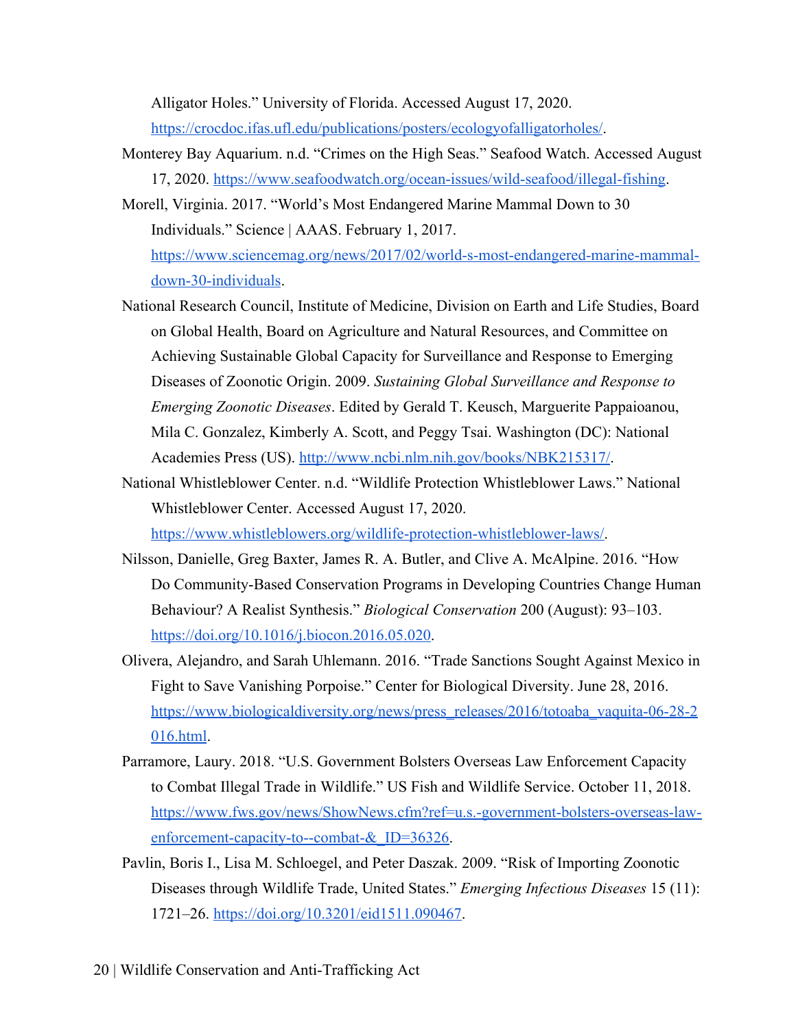Alligator Holes." University of Florida. Accessed August 17, 2020. https://crocdoc.ifas.ufl.edu/publications/posters/ecologyofalligatorholes/.

Monterey Bay Aquarium. n.d. "Crimes on the High Seas." Seafood Watch. Accessed August 17, 2020. https://www.seafoodwatch.org/ocean-issues/wild-seafood/illegal-fishing.

Morell, Virginia. 2017. "World's Most Endangered Marine Mammal Down to 30 Individuals." Science | AAAS. February 1, 2017. https://www.sciencemag.org/news/2017/02/world-s-most-endangered-marine-mammal-down-30-individuals.

National Research Council, Institute of Medicine, Division on Earth and Life Studies, Board on Global Health, Board on Agriculture and Natural Resources, and Committee on Achieving Sustainable Global Capacity for Surveillance and Response to Emerging Diseases of Zoonotic Origin. 2009. *Sustaining Global Surveillance and Response to Emerging Zoonotic Diseases*. Edited by Gerald T. Keusch, Marguerite Pappaioanou, Mila C. Gonzalez, Kimberly A. Scott, and Peggy Tsai. Washington (DC): National Academies Press (US). http://www.ncbi.nlm.nih.gov/books/NBK215317/.

National Whistleblower Center. n.d. "Wildlife Protection Whistleblower Laws." National Whistleblower Center. Accessed August 17, 2020. https://www.whistleblowers.org/wildlife-protection-whistleblower-laws/.

Nilsson, Danielle, Greg Baxter, James R. A. Butler, and Clive A. McAlpine. 2016. "How Do Community-Based Conservation Programs in Developing Countries Change Human Behaviour? A Realist Synthesis." *Biological Conservation* 200 (August): 93–103. https://doi.org/10.1016/j.biocon.2016.05.020.

Olivera, Alejandro, and Sarah Uhlemann. 2016. "Trade Sanctions Sought Against Mexico in Fight to Save Vanishing Porpoise." Center for Biological Diversity. June 28, 2016. https://www.biologicaldiversity.org/news/press_releases/2016/totoaba_vaquita-06-28-2016.html.

Parramore, Laury. 2018. "U.S. Government Bolsters Overseas Law Enforcement Capacity to Combat Illegal Trade in Wildlife." US Fish and Wildlife Service. October 11, 2018. https://www.fws.gov/news/ShowNews.cfm?ref=u.s.-government-bolsters-overseas-law-enforcement-capacity-to--combat-&_ID=36326.

Pavlin, Boris I., Lisa M. Schloegel, and Peter Daszak. 2009. "Risk of Importing Zoonotic Diseases through Wildlife Trade, United States." *Emerging Infectious Diseases* 15 (11): 1721–26. https://doi.org/10.3201/eid1511.090467.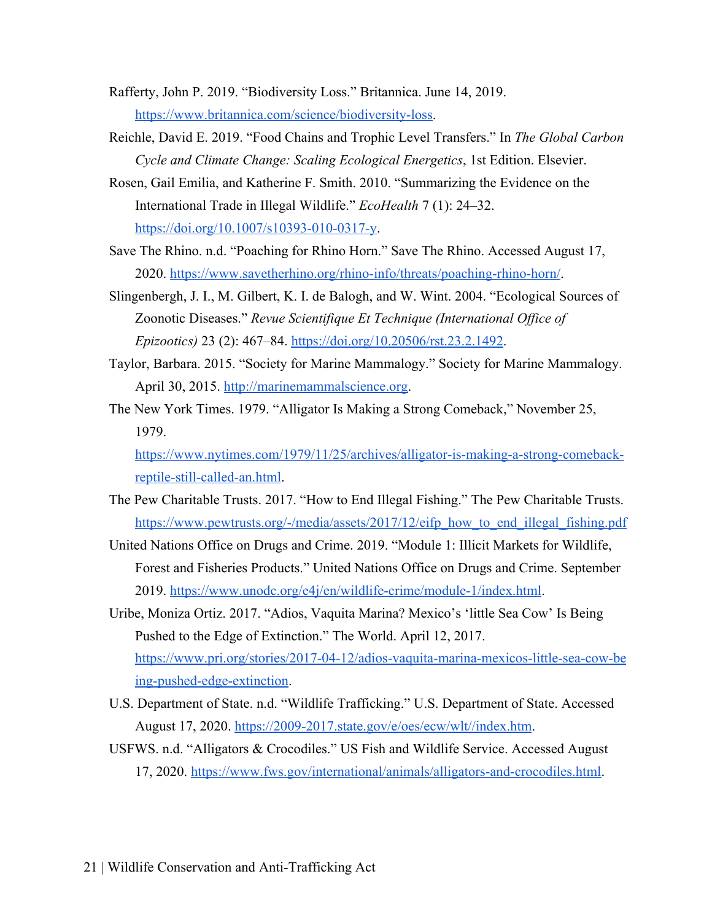Rafferty, John P. 2019. "Biodiversity Loss." Britannica. June 14, 2019. https://www.britannica.com/science/biodiversity-loss.

Reichle, David E. 2019. "Food Chains and Trophic Level Transfers." In *The Global Carbon Cycle and Climate Change: Scaling Ecological Energetics*, 1st Edition. Elsevier.

Rosen, Gail Emilia, and Katherine F. Smith. 2010. "Summarizing the Evidence on the International Trade in Illegal Wildlife." *EcoHealth* 7 (1): 24–32. https://doi.org/10.1007/s10393-010-0317-y.

Save The Rhino. n.d. "Poaching for Rhino Horn." Save The Rhino. Accessed August 17, 2020. https://www.savetherhino.org/rhino-info/threats/poaching-rhino-horn/.

Slingenbergh, J. I., M. Gilbert, K. I. de Balogh, and W. Wint. 2004. "Ecological Sources of Zoonotic Diseases." *Revue Scientifique Et Technique (International Office of Epizootics)* 23 (2): 467–84. https://doi.org/10.20506/rst.23.2.1492.

Taylor, Barbara. 2015. "Society for Marine Mammalogy." Society for Marine Mammalogy. April 30, 2015. http://marinemammalscience.org.

The New York Times. 1979. "Alligator Is Making a Strong Comeback," November 25, 1979. https://www.nytimes.com/1979/11/25/archives/alligator-is-making-a-strong-comeback-reptile-still-called-an.html.

The Pew Charitable Trusts. 2017. "How to End Illegal Fishing." The Pew Charitable Trusts. https://www.pewtrusts.org/-/media/assets/2017/12/eifp_how_to_end_illegal_fishing.pdf

United Nations Office on Drugs and Crime. 2019. "Module 1: Illicit Markets for Wildlife, Forest and Fisheries Products." United Nations Office on Drugs and Crime. September 2019. https://www.unodc.org/e4j/en/wildlife-crime/module-1/index.html.

Uribe, Moniza Ortiz. 2017. "Adios, Vaquita Marina? Mexico's 'little Sea Cow' Is Being Pushed to the Edge of Extinction." The World. April 12, 2017. https://www.pri.org/stories/2017-04-12/adios-vaquita-marina-mexicos-little-sea-cow-being-pushed-edge-extinction.

U.S. Department of State. n.d. "Wildlife Trafficking." U.S. Department of State. Accessed August 17, 2020. https://2009-2017.state.gov/e/oes/ecw/wlt//index.htm.

USFWS. n.d. "Alligators & Crocodiles." US Fish and Wildlife Service. Accessed August 17, 2020. https://www.fws.gov/international/animals/alligators-and-crocodiles.html.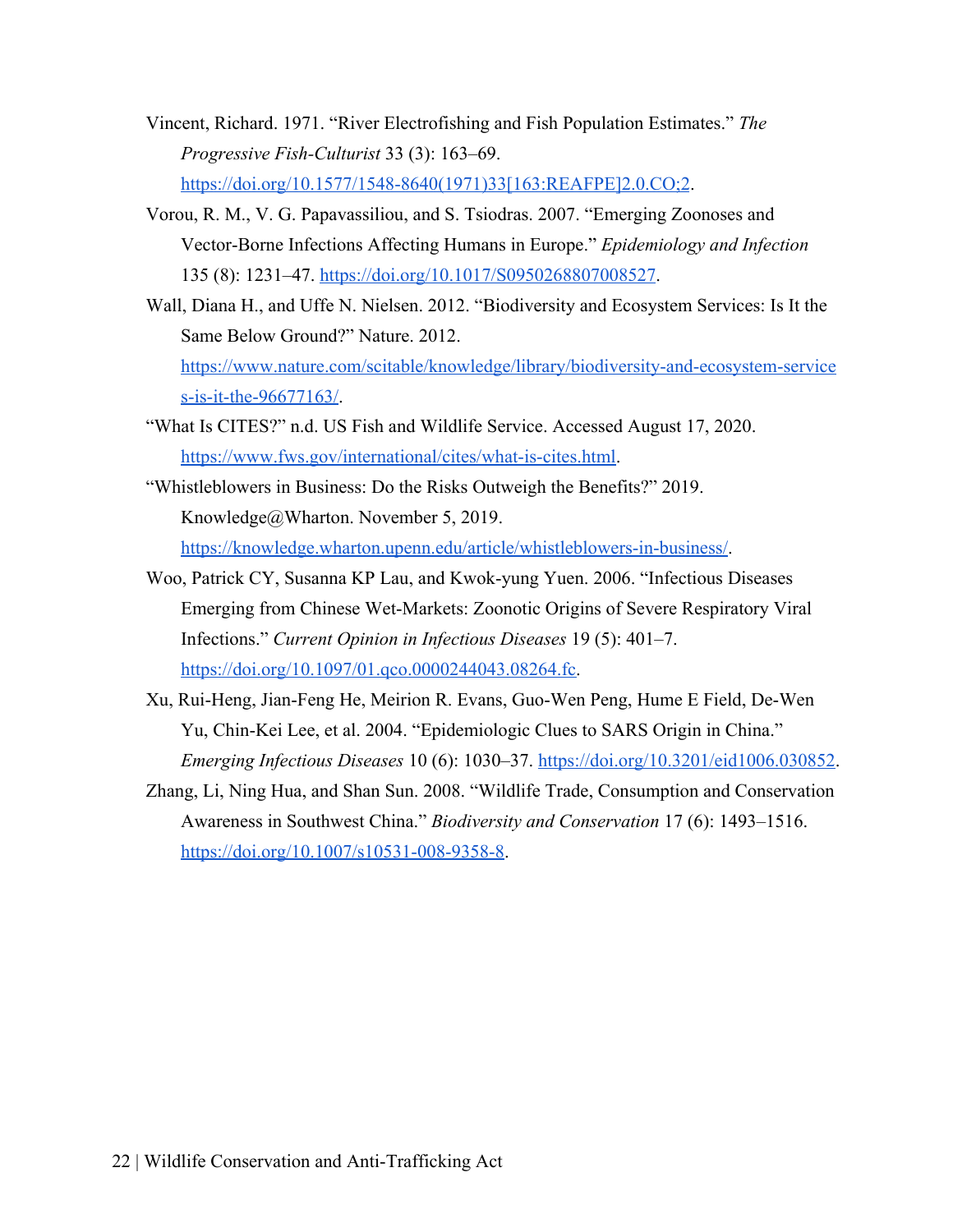Vincent, Richard. 1971. "River Electrofishing and Fish Population Estimates." *The Progressive Fish-Culturist* 33 (3): 163–69. https://doi.org/10.1577/1548-8640(1971)33[163:REAFPE]2.0.CO;2.

Vorou, R. M., V. G. Papavassiliou, and S. Tsiodras. 2007. "Emerging Zoonoses and Vector-Borne Infections Affecting Humans in Europe." *Epidemiology and Infection* 135 (8): 1231–47. https://doi.org/10.1017/S0950268807008527.

Wall, Diana H., and Uffe N. Nielsen. 2012. "Biodiversity and Ecosystem Services: Is It the Same Below Ground?" Nature. 2012. https://www.nature.com/scitable/knowledge/library/biodiversity-and-ecosystem-services-is-it-the-96677163/.

"What Is CITES?" n.d. US Fish and Wildlife Service. Accessed August 17, 2020. https://www.fws.gov/international/cites/what-is-cites.html.

"Whistleblowers in Business: Do the Risks Outweigh the Benefits?" 2019. Knowledge@Wharton. November 5, 2019. https://knowledge.wharton.upenn.edu/article/whistleblowers-in-business/.

Woo, Patrick CY, Susanna KP Lau, and Kwok-yung Yuen. 2006. "Infectious Diseases Emerging from Chinese Wet-Markets: Zoonotic Origins of Severe Respiratory Viral Infections." *Current Opinion in Infectious Diseases* 19 (5): 401–7. https://doi.org/10.1097/01.qco.0000244043.08264.fc.

Xu, Rui-Heng, Jian-Feng He, Meirion R. Evans, Guo-Wen Peng, Hume E Field, De-Wen Yu, Chin-Kei Lee, et al. 2004. "Epidemiologic Clues to SARS Origin in China." *Emerging Infectious Diseases* 10 (6): 1030–37. https://doi.org/10.3201/eid1006.030852.

Zhang, Li, Ning Hua, and Shan Sun. 2008. "Wildlife Trade, Consumption and Conservation Awareness in Southwest China." *Biodiversity and Conservation* 17 (6): 1493–1516. https://doi.org/10.1007/s10531-008-9358-8.